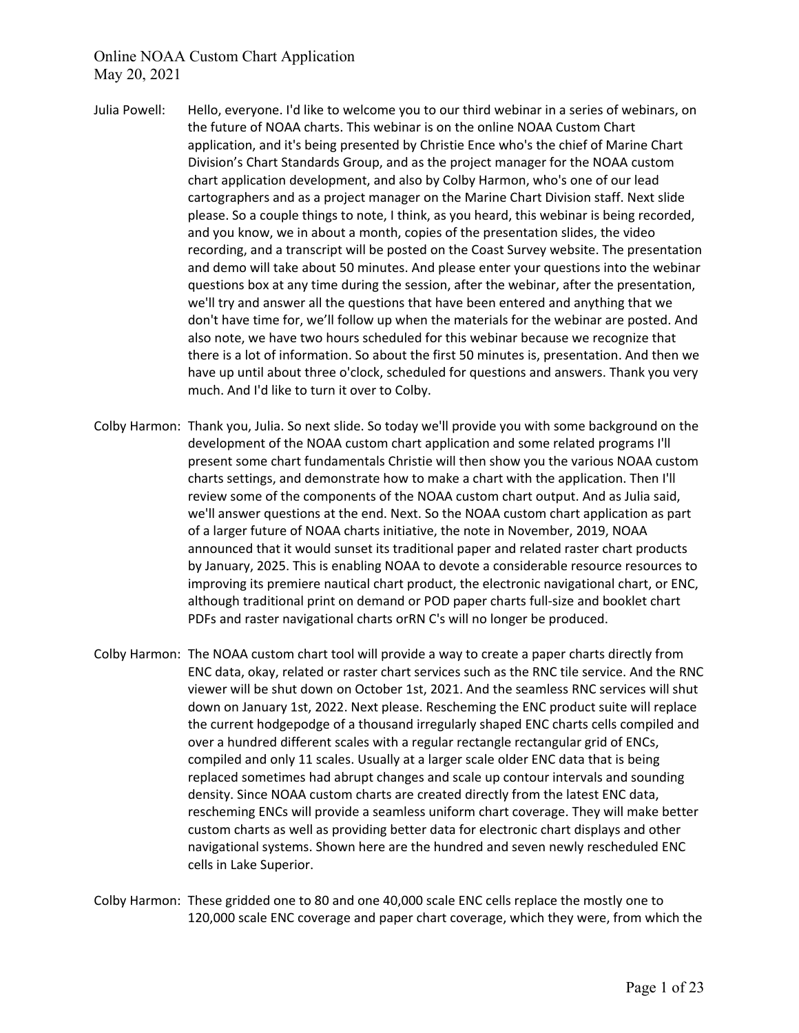# Online NOAA Custom Chart Application
May 20, 2021

**Julia Powell:** Hello, everyone. I'd like to welcome you to our third webinar in a series of webinars, on the future of NOAA charts. This webinar is on the online NOAA Custom Chart application, and it's being presented by Christie Ence who's the chief of Marine Chart Division's Chart Standards Group, and as the project manager for the NOAA custom chart application development, and also by Colby Harmon, who's one of our lead cartographers and as a project manager on the Marine Chart Division staff. Next slide please. So a couple things to note, I think, as you heard, this webinar is being recorded, and you know, we in about a month, copies of the presentation slides, the video recording, and a transcript will be posted on the Coast Survey website. The presentation and demo will take about 50 minutes. And please enter your questions into the webinar questions box at any time during the session, after the webinar, after the presentation, we'll try and answer all the questions that have been entered and anything that we don't have time for, we'll follow up when the materials for the webinar are posted. And also note, we have two hours scheduled for this webinar because we recognize that there is a lot of information. So about the first 50 minutes is, presentation. And then we have up until about three o'clock, scheduled for questions and answers. Thank you very much. And I'd like to turn it over to Colby.

**Colby Harmon:** Thank you, Julia. So next slide. So today we'll provide you with some background on the development of the NOAA custom chart application and some related programs I'll present some chart fundamentals Christie will then show you the various NOAA custom charts settings, and demonstrate how to make a chart with the application. Then I'll review some of the components of the NOAA custom chart output. And as Julia said, we'll answer questions at the end. Next. So the NOAA custom chart application as part of a larger future of NOAA charts initiative, the note in November, 2019, NOAA announced that it would sunset its traditional paper and related raster chart products by January, 2025. This is enabling NOAA to devote a considerable resource resources to improving its premiere nautical chart product, the electronic navigational chart, or ENC, although traditional print on demand or POD paper charts full-size and booklet chart PDFs and raster navigational charts orRN C's will no longer be produced.

**Colby Harmon:** The NOAA custom chart tool will provide a way to create a paper charts directly from ENC data, okay, related or raster chart services such as the RNC tile service. And the RNC viewer will be shut down on October 1st, 2021. And the seamless RNC services will shut down on January 1st, 2022. Next please. Rescheming the ENC product suite will replace the current hodgepodge of a thousand irregularly shaped ENC charts cells compiled and over a hundred different scales with a regular rectangle rectangular grid of ENCs, compiled and only 11 scales. Usually at a larger scale older ENC data that is being replaced sometimes had abrupt changes and scale up contour intervals and sounding density. Since NOAA custom charts are created directly from the latest ENC data, rescheming ENCs will provide a seamless uniform chart coverage. They will make better custom charts as well as providing better data for electronic chart displays and other navigational systems. Shown here are the hundred and seven newly rescheduled ENC cells in Lake Superior.

**Colby Harmon:** These gridded one to 80 and one 40,000 scale ENC cells replace the mostly one to 120,000 scale ENC coverage and paper chart coverage, which they were, from which the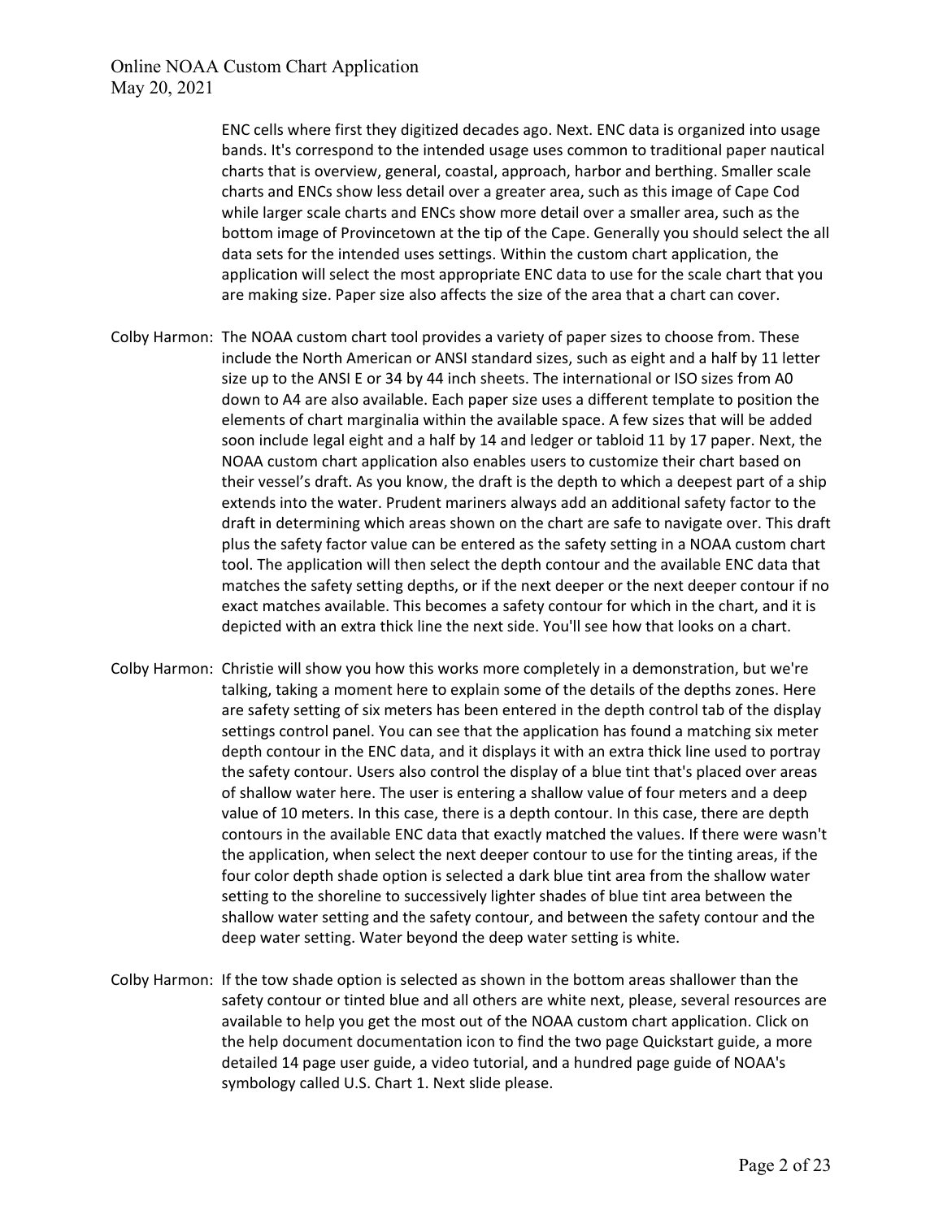ENC cells where first they digitized decades ago. Next. ENC data is organized into usage bands. It's correspond to the intended usage uses common to traditional paper nautical charts that is overview, general, coastal, approach, harbor and berthing. Smaller scale charts and ENCs show less detail over a greater area, such as this image of Cape Cod while larger scale charts and ENCs show more detail over a smaller area, such as the bottom image of Provincetown at the tip of the Cape. Generally you should select the all data sets for the intended uses settings. Within the custom chart application, the application will select the most appropriate ENC data to use for the scale chart that you are making size. Paper size also affects the size of the area that a chart can cover.

Colby Harmon: The NOAA custom chart tool provides a variety of paper sizes to choose from. These include the North American or ANSI standard sizes, such as eight and a half by 11 letter size up to the ANSI E or 34 by 44 inch sheets. The international or ISO sizes from A0 down to A4 are also available. Each paper size uses a different template to position the elements of chart marginalia within the available space. A few sizes that will be added soon include legal eight and a half by 14 and ledger or tabloid 11 by 17 paper. Next, the NOAA custom chart application also enables users to customize their chart based on their vessel's draft. As you know, the draft is the depth to which a deepest part of a ship extends into the water. Prudent mariners always add an additional safety factor to the draft in determining which areas shown on the chart are safe to navigate over. This draft plus the safety factor value can be entered as the safety setting in a NOAA custom chart tool. The application will then select the depth contour and the available ENC data that matches the safety setting depths, or if the next deeper or the next deeper contour if no exact matches available. This becomes a safety contour for which in the chart, and it is depicted with an extra thick line the next side. You'll see how that looks on a chart.

Colby Harmon: Christie will show you how this works more completely in a demonstration, but we're talking, taking a moment here to explain some of the details of the depths zones. Here are safety setting of six meters has been entered in the depth control tab of the display settings control panel. You can see that the application has found a matching six meter depth contour in the ENC data, and it displays it with an extra thick line used to portray the safety contour. Users also control the display of a blue tint that's placed over areas of shallow water here. The user is entering a shallow value of four meters and a deep value of 10 meters. In this case, there is a depth contour. In this case, there are depth contours in the available ENC data that exactly matched the values. If there were wasn't the application, when select the next deeper contour to use for the tinting areas, if the four color depth shade option is selected a dark blue tint area from the shallow water setting to the shoreline to successively lighter shades of blue tint area between the shallow water setting and the safety contour, and between the safety contour and the deep water setting. Water beyond the deep water setting is white.

Colby Harmon: If the tow shade option is selected as shown in the bottom areas shallower than the safety contour or tinted blue and all others are white next, please, several resources are available to help you get the most out of the NOAA custom chart application. Click on the help document documentation icon to find the two page Quickstart guide, a more detailed 14 page user guide, a video tutorial, and a hundred page guide of NOAA's symbology called U.S. Chart 1. Next slide please.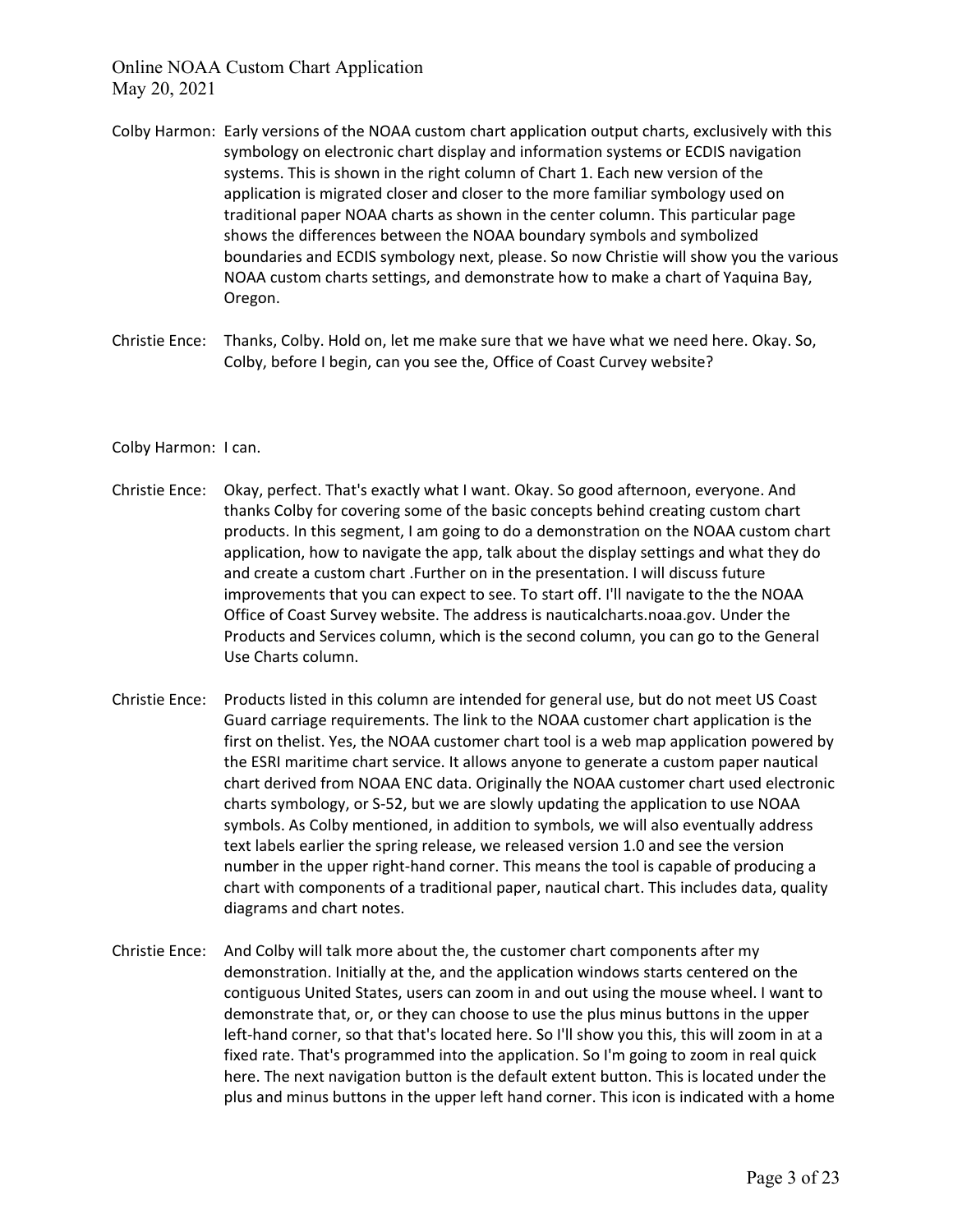Colby Harmon: Early versions of the NOAA custom chart application output charts, exclusively with this symbology on electronic chart display and information systems or ECDIS navigation systems. This is shown in the right column of Chart 1. Each new version of the application is migrated closer and closer to the more familiar symbology used on traditional paper NOAA charts as shown in the center column. This particular page shows the differences between the NOAA boundary symbols and symbolized boundaries and ECDIS symbology next, please. So now Christie will show you the various NOAA custom charts settings, and demonstrate how to make a chart of Yaquina Bay, Oregon.

Christie Ence: Thanks, Colby. Hold on, let me make sure that we have what we need here. Okay. So, Colby, before I begin, can you see the, Office of Coast Curvey website?

Colby Harmon: I can.

Christie Ence: Okay, perfect. That's exactly what I want. Okay. So good afternoon, everyone. And thanks Colby for covering some of the basic concepts behind creating custom chart products. In this segment, I am going to do a demonstration on the NOAA custom chart application, how to navigate the app, talk about the display settings and what they do and create a custom chart .Further on in the presentation. I will discuss future improvements that you can expect to see. To start off. I'll navigate to the the NOAA Office of Coast Survey website. The address is nauticalcharts.noaa.gov. Under the Products and Services column, which is the second column, you can go to the General Use Charts column.

Christie Ence: Products listed in this column are intended for general use, but do not meet US Coast Guard carriage requirements. The link to the NOAA customer chart application is the first on thelist. Yes, the NOAA customer chart tool is a web map application powered by the ESRI maritime chart service. It allows anyone to generate a custom paper nautical chart derived from NOAA ENC data. Originally the NOAA customer chart used electronic charts symbology, or S-52, but we are slowly updating the application to use NOAA symbols. As Colby mentioned, in addition to symbols, we will also eventually address text labels earlier the spring release, we released version 1.0 and see the version number in the upper right-hand corner. This means the tool is capable of producing a chart with components of a traditional paper, nautical chart. This includes data, quality diagrams and chart notes.

Christie Ence: And Colby will talk more about the, the customer chart components after my demonstration. Initially at the, and the application windows starts centered on the contiguous United States, users can zoom in and out using the mouse wheel. I want to demonstrate that, or, or they can choose to use the plus minus buttons in the upper left-hand corner, so that that's located here. So I'll show you this, this will zoom in at a fixed rate. That's programmed into the application. So I'm going to zoom in real quick here. The next navigation button is the default extent button. This is located under the plus and minus buttons in the upper left hand corner. This icon is indicated with a home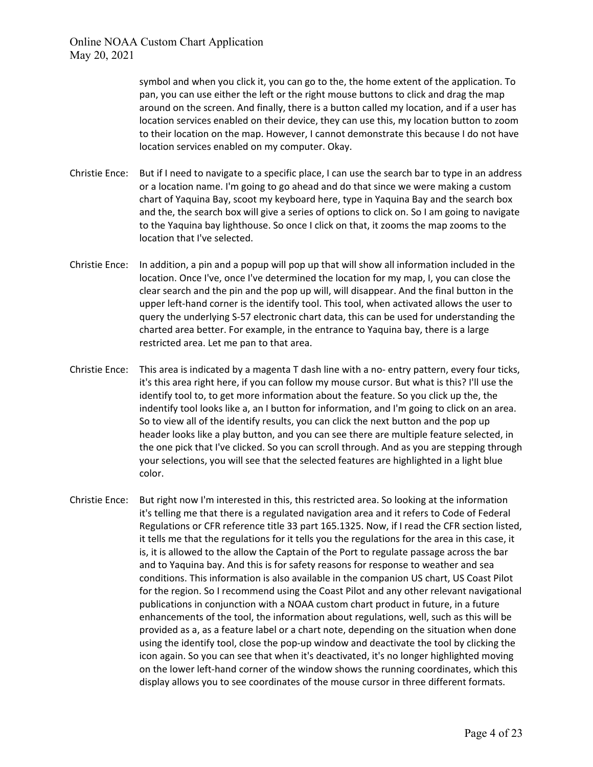symbol and when you click it, you can go to the, the home extent of the application. To pan, you can use either the left or the right mouse buttons to click and drag the map around on the screen. And finally, there is a button called my location, and if a user has location services enabled on their device, they can use this, my location button to zoom to their location on the map. However, I cannot demonstrate this because I do not have location services enabled on my computer. Okay.

Christie Ence: But if I need to navigate to a specific place, I can use the search bar to type in an address or a location name. I'm going to go ahead and do that since we were making a custom chart of Yaquina Bay, scoot my keyboard here, type in Yaquina Bay and the search box and the, the search box will give a series of options to click on. So I am going to navigate to the Yaquina bay lighthouse. So once I click on that, it zooms the map zooms to the location that I've selected.

Christie Ence: In addition, a pin and a popup will pop up that will show all information included in the location. Once I've, once I've determined the location for my map, I, you can close the clear search and the pin and the pop up will, will disappear. And the final button in the upper left-hand corner is the identify tool. This tool, when activated allows the user to query the underlying S-57 electronic chart data, this can be used for understanding the charted area better. For example, in the entrance to Yaquina bay, there is a large restricted area. Let me pan to that area.

Christie Ence: This area is indicated by a magenta T dash line with a no- entry pattern, every four ticks, it's this area right here, if you can follow my mouse cursor. But what is this? I'll use the identify tool to, to get more information about the feature. So you click up the, the indentify tool looks like a, an I button for information, and I'm going to click on an area. So to view all of the identify results, you can click the next button and the pop up header looks like a play button, and you can see there are multiple feature selected, in the one pick that I've clicked. So you can scroll through. And as you are stepping through your selections, you will see that the selected features are highlighted in a light blue color.

Christie Ence: But right now I'm interested in this, this restricted area. So looking at the information it's telling me that there is a regulated navigation area and it refers to Code of Federal Regulations or CFR reference title 33 part 165.1325. Now, if I read the CFR section listed, it tells me that the regulations for it tells you the regulations for the area in this case, it is, it is allowed to the allow the Captain of the Port to regulate passage across the bar and to Yaquina bay. And this is for safety reasons for response to weather and sea conditions. This information is also available in the companion US chart, US Coast Pilot for the region. So I recommend using the Coast Pilot and any other relevant navigational publications in conjunction with using a NOAA custom chart product in future, in a future enhancements of the tool, the information about regulations, well, such as this will be provided as a, as a feature label or a chart note, depending on the situation when done using the identify tool, close the pop-up window and deactivate the tool by clicking the icon again. So you can see that when it's deactivated, it's no longer highlighted moving on the lower left-hand corner of the window shows the running coordinates, which this display allows you to see coordinates of the mouse cursor in three different formats.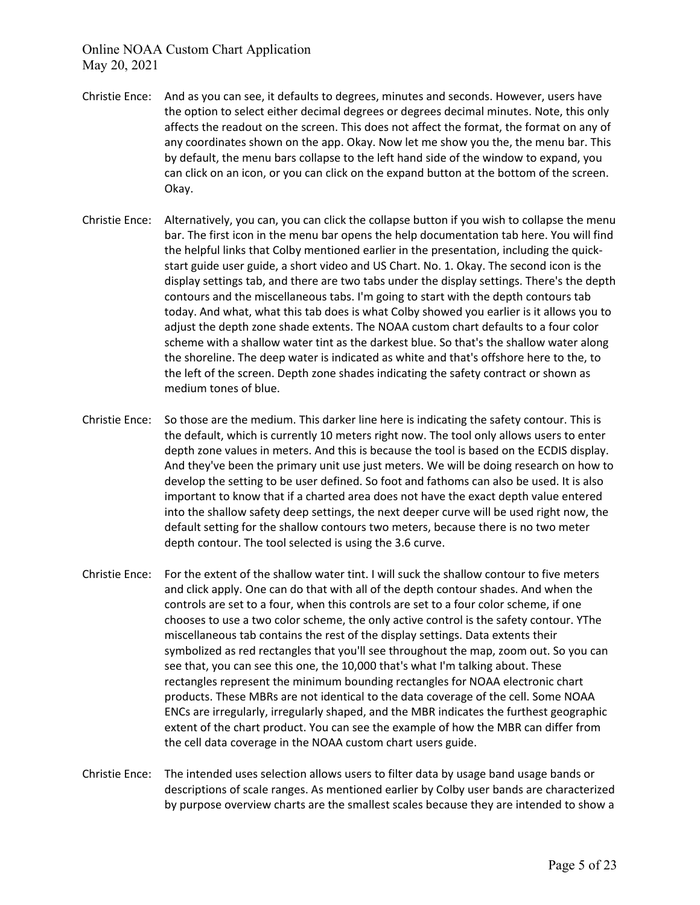Christie Ence: And as you can see, it defaults to degrees, minutes and seconds. However, users have the option to select either decimal degrees or degrees decimal minutes. Note, this only affects the readout on the screen. This does not affect the format, the format on any of any coordinates shown on the app. Okay. Now let me show you the, the menu bar. This by default, the menu bars collapse to the left hand side of the window to expand, you can click on an icon, or you can click on the expand button at the bottom of the screen. Okay.

Christie Ence: Alternatively, you can, you can click the collapse button if you wish to collapse the menu bar. The first icon in the menu bar opens the help documentation tab here. You will find the helpful links that Colby mentioned earlier in the presentation, including the quick-start guide user guide, a short video and US Chart. No. 1. Okay. The second icon is the display settings tab, and there are two tabs under the display settings. There's the depth contours and the miscellaneous tabs. I'm going to start with the depth contours tab today. And what, what this tab does is what Colby showed you earlier is it allows you to adjust the depth zone shade extents. The NOAA custom chart defaults to a four color scheme with a shallow water tint as the darkest blue. So that's the shallow water along the shoreline. The deep water is indicated as white and that's offshore here to the, to the left of the screen. Depth zone shades indicating the safety contract or shown as medium tones of blue.

Christie Ence: So those are the medium. This darker line here is indicating the safety contour. This is the default, which is currently 10 meters right now. The tool only allows users to enter depth zone values in meters. And this is because the tool is based on the ECDIS display. And they've been the primary unit use just meters. We will be doing research on how to develop the setting to be user defined. So foot and fathoms can also be used. It is also important to know that if a charted area does not have the exact depth value entered into the shallow safety deep settings, the next deeper curve will be used right now, the default setting for the shallow contours two meters, because there is no two meter depth contour. The tool selected is using the 3.6 curve.

Christie Ence: For the extent of the shallow water tint. I will suck the shallow contour to five meters and click apply. One can do that with all of the depth contour shades. And when the controls are set to a four, when this controls are set to a four color scheme, if one chooses to use a two color scheme, the only active control is the safety contour. YThe miscellaneous tab contains the rest of the display settings. Data extents their symbolized as red rectangles that you'll see throughout the map, zoom out. So you can see that, you can see this one, the 10,000 that's what I'm talking about. These rectangles represent the minimum bounding rectangles for NOAA electronic chart products. These MBRs are not identical to the data coverage of the cell. Some NOAA ENCs are irregularly, irregularly shaped, and the MBR indicates the furthest geographic extent of the chart product. You can see the example of how the MBR can differ from the cell data coverage in the NOAA custom chart users guide.

Christie Ence: The intended uses selection allows users to filter data by usage band usage bands or descriptions of scale ranges. As mentioned earlier by Colby user bands are characterized by purpose overview charts are the smallest scales because they are intended to show a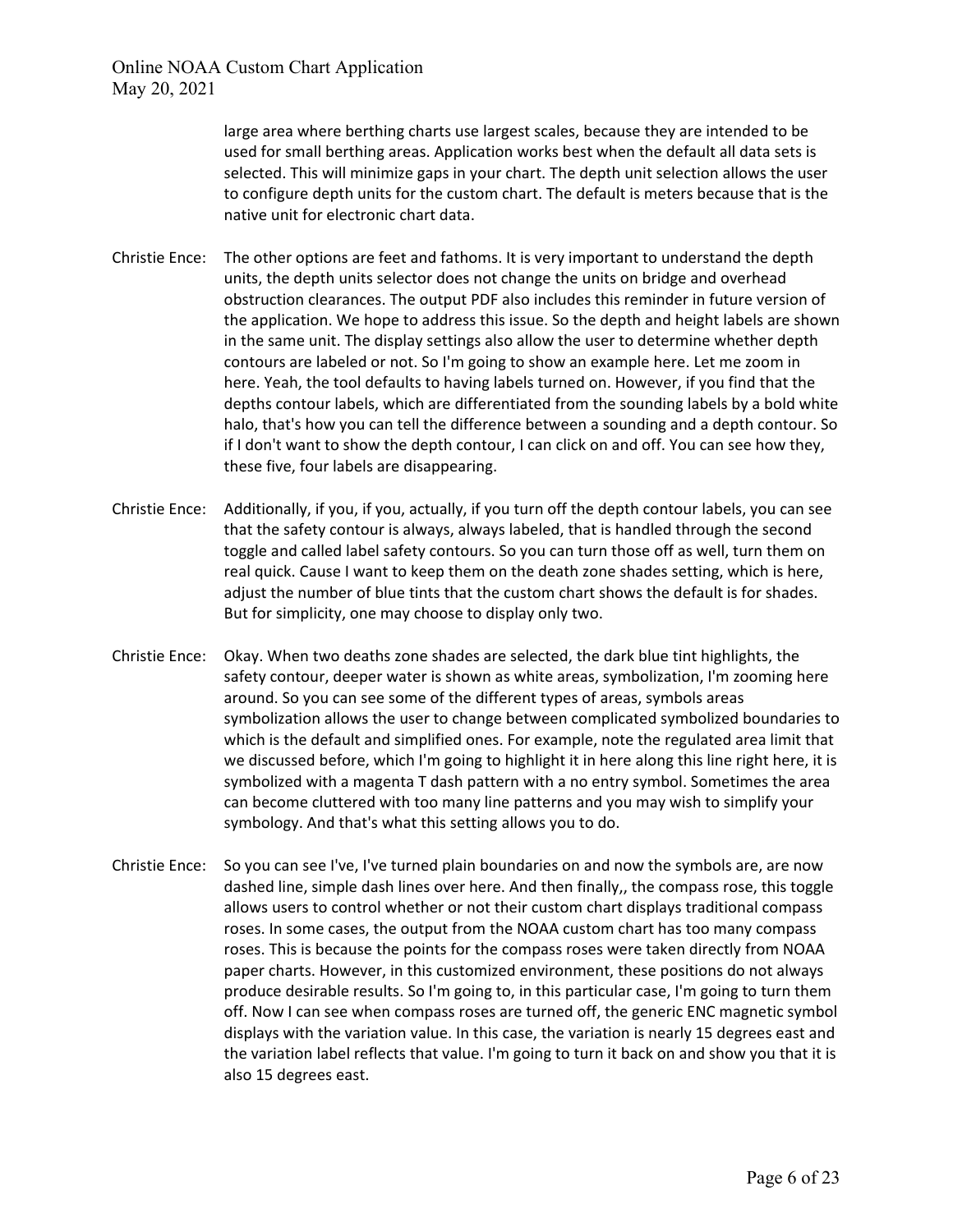large area where berthing charts use largest scales, because they are intended to be used for small berthing areas. Application works best when the default all data sets is selected. This will minimize gaps in your chart. The depth unit selection allows the user to configure depth units for the custom chart. The default is meters because that is the native unit for electronic chart data.

Christie Ence: The other options are feet and fathoms. It is very important to understand the depth units, the depth units selector does not change the units on bridge and overhead obstruction clearances. The output PDF also includes this reminder in future version of the application. We hope to address this issue. So the depth and height labels are shown in the same unit. The display settings also allow the user to determine whether depth contours are labeled or not. So I'm going to show an example here. Let me zoom in here. Yeah, the tool defaults to having labels turned on. However, if you find that the depths contour labels, which are differentiated from the sounding labels by a bold white halo, that's how you can tell the difference between a sounding and a depth contour. So if I don't want to show the depth contour, I can click on and off. You can see how they, these five, four labels are disappearing.

Christie Ence: Additionally, if you, if you, actually, if you turn off the depth contour labels, you can see that the safety contour is always, always labeled, that is handled through the second toggle and called label safety contours. So you can turn those off as well, turn them on real quick. Cause I want to keep them on the death zone shades setting, which is here, adjust the number of blue tints that the custom chart shows the default is for shades. But for simplicity, one may choose to display only two.

Christie Ence: Okay. When two deaths zone shades are selected, the dark blue tint highlights, the safety contour, deeper water is shown as white areas, symbolization, I'm zooming here around. So you can see some of the different types of areas, symbols areas symbolization allows the user to change between complicated symbolized boundaries to which is the default and simplified ones. For example, note the regulated area limit that we discussed before, which I'm going to highlight it in here along this line right here, it is symbolized with a magenta T dash pattern with a no entry symbol. Sometimes the area can become cluttered with too many line patterns and you may wish to simplify your symbology. And that's what this setting allows you to do.

Christie Ence: So you can see I've, I've turned plain boundaries on and now the symbols are, are now dashed line, simple dash lines over here. And then finally,, the compass rose, this toggle allows users to control whether or not their custom chart displays traditional compass roses. In some cases, the output from the NOAA custom chart has too many compass roses. This is because the points for the compass roses were taken directly from NOAA paper charts. However, in this customized environment, these positions do not always produce desirable results. So I'm going to, in this particular case, I'm going to turn them off. Now I can see when compass roses are turned off, the generic ENC magnetic symbol displays with the variation value. In this case, the variation is nearly 15 degrees east and the variation label reflects that value. I'm going to turn it back on and show you that it is also 15 degrees east.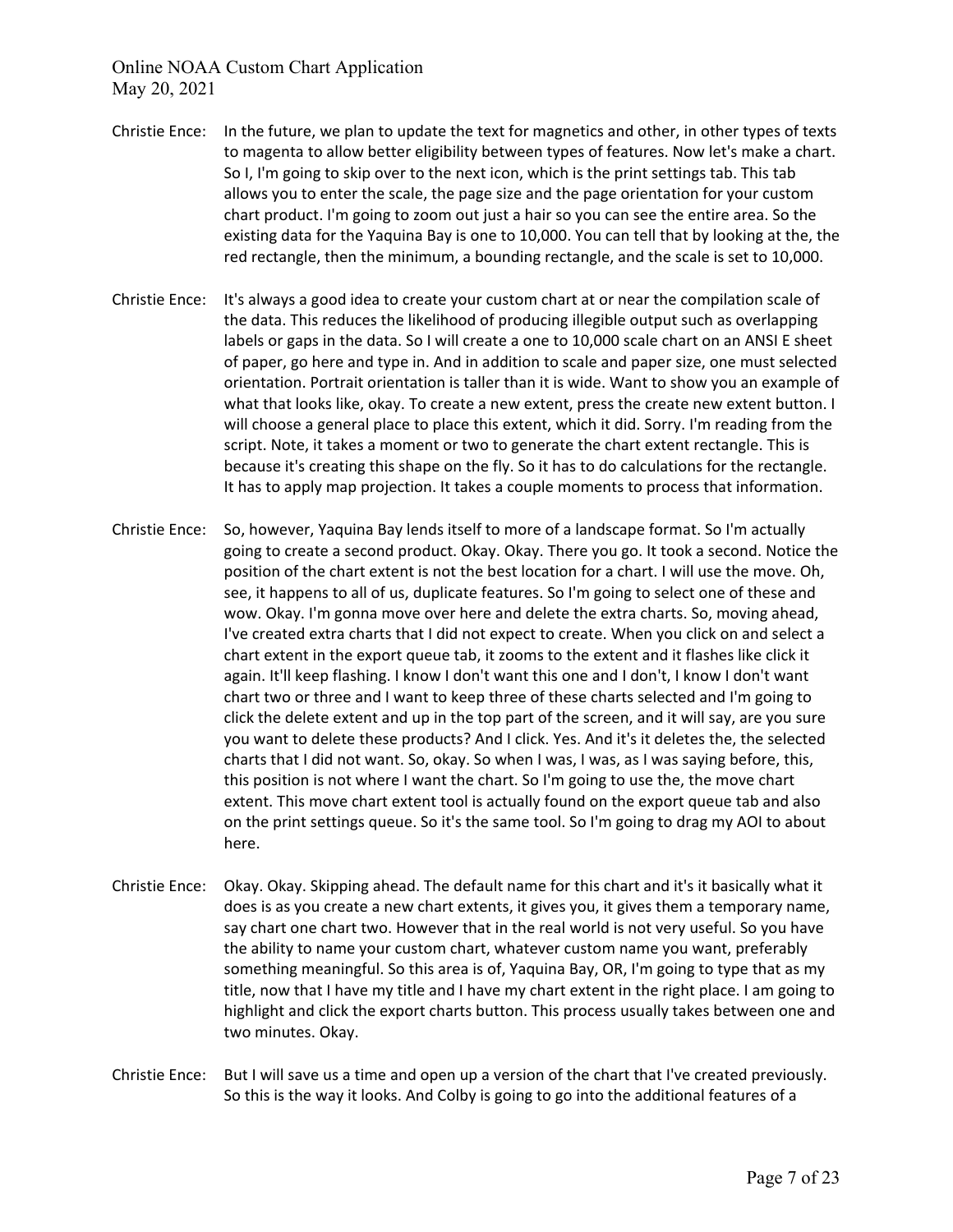Christie Ence: In the future, we plan to update the text for magnetics and other, in other types of texts to magenta to allow better eligibility between types of features. Now let's make a chart. So I, I'm going to skip over to the next icon, which is the print settings tab. This tab allows you to enter the scale, the page size and the page orientation for your custom chart product. I'm going to zoom out just a hair so you can see the entire area. So the existing data for the Yaquina Bay is one to 10,000. You can tell that by looking at the, the red rectangle, then the minimum, a bounding rectangle, and the scale is set to 10,000.

Christie Ence: It's always a good idea to create your custom chart at or near the compilation scale of the data. This reduces the likelihood of producing illegible output such as overlapping labels or gaps in the data. So I will create a one to 10,000 scale chart on an ANSI E sheet of paper, go here and type in. And in addition to scale and paper size, one must selected orientation. Portrait orientation is taller than it is wide. Want to show you an example of what that looks like, okay. To create a new extent, press the create new extent button. I will choose a general place to place this extent, which it did. Sorry. I'm reading from the script. Note, it takes a moment or two to generate the chart extent rectangle. This is because it's creating this shape on the fly. So it has to do calculations for the rectangle. It has to apply map projection. It takes a couple moments to process that information.

Christie Ence: So, however, Yaquina Bay lends itself to more of a landscape format. So I'm actually going to create a second product. Okay. Okay. There you go. It took a second. Notice the position of the chart extent is not the best location for a chart. I will use the move. Oh, see, it happens to all of us, duplicate features. So I'm going to select one of these and wow. Okay. I'm gonna move over here and delete the extra charts. So, moving ahead, I've created extra charts that I did not expect to create. When you click on and select a chart extent in the export queue tab, it zooms to the extent and it flashes like click it again. It'll keep flashing. I know I don't want this one and I don't, I know I don't want chart two or three and I want to keep three of these charts selected and I'm going to click the delete extent and up in the top part of the screen, and it will say, are you sure you want to delete these products? And I click. Yes. And it's it deletes the, the selected charts that I did not want. So, okay. So when I was, I was, as I was saying before, this, this position is not where I want the chart. So I'm going to use the, the move chart extent. This move chart extent tool is actually found on the export queue tab and also on the print settings queue. So it's the same tool. So I'm going to drag my AOI to about here.

Christie Ence: Okay. Okay. Skipping ahead. The default name for this chart and it's it basically what it does is as you create a new chart extents, it gives you, it gives them a temporary name, say chart one chart two. However that in the real world is not very useful. So you have the ability to name your custom chart, whatever custom name you want, preferably something meaningful. So this area is of, Yaquina Bay, OR, I'm going to type that as my title, now that I have my title and I have my chart extent in the right place. I am going to highlight and click the export charts button. This process usually takes between one and two minutes. Okay.

Christie Ence: But I will save us a time and open up a version of the chart that I've created previously. So this is the way it looks. And Colby is going to go into the additional features of a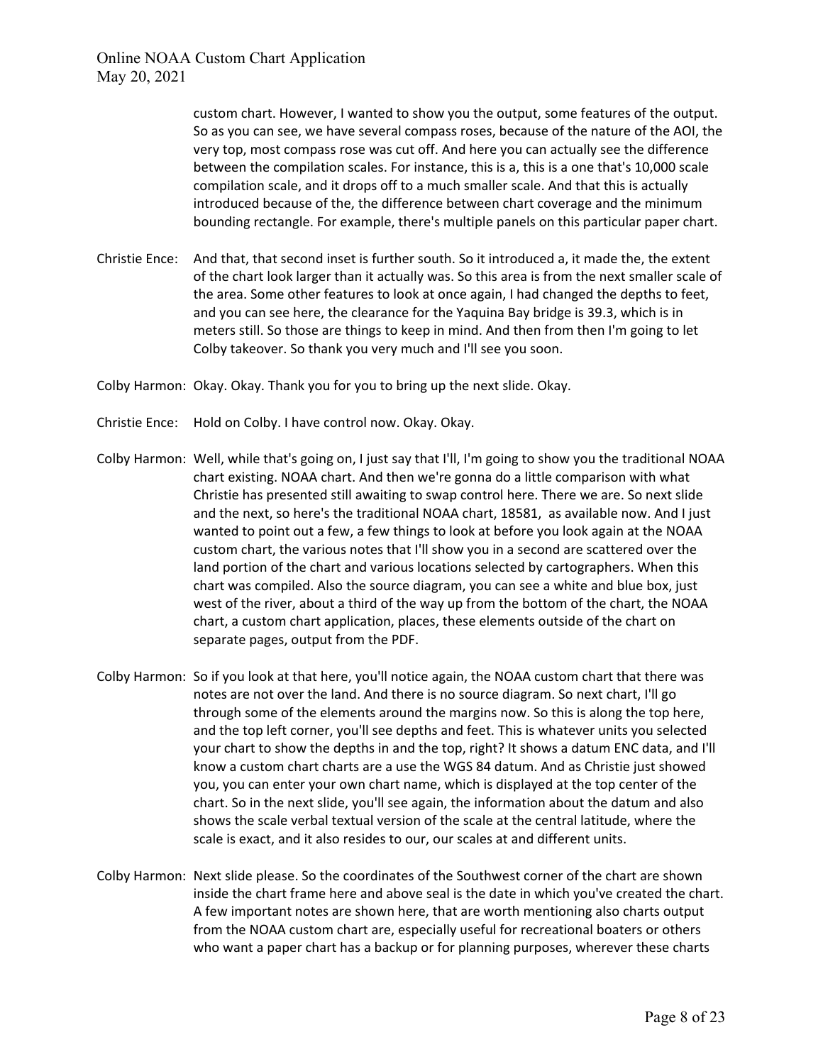custom chart. However, I wanted to show you the output, some features of the output. So as you can see, we have several compass roses, because of the nature of the AOI, the very top, most compass rose was cut off. And here you can actually see the difference between the compilation scales. For instance, this is a, this is a one that's 10,000 scale compilation scale, and it drops off to a much smaller scale. And that this is actually introduced because of the, the difference between chart coverage and the minimum bounding rectangle. For example, there's multiple panels on this particular paper chart.

Christie Ence: And that, that second inset is further south. So it introduced a, it made the, the extent of the chart look larger than it actually was. So this area is from the next smaller scale of the area. Some other features to look at once again, I had changed the depths to feet, and you can see here, the clearance for the Yaquina Bay bridge is 39.3, which is in meters still. So those are things to keep in mind. And then from then I'm going to let Colby takeover. So thank you very much and I'll see you soon.

Colby Harmon: Okay. Okay. Thank you for you to bring up the next slide. Okay.

Christie Ence: Hold on Colby. I have control now. Okay. Okay.

Colby Harmon: Well, while that's going on, I just say that I'll, I'm going to show you the traditional NOAA chart existing. NOAA chart. And then we're gonna do a little comparison with what Christie has presented still awaiting to swap control here. There we are. So next slide and the next, so here's the traditional NOAA chart, 18581, as available now. And I just wanted to point out a few, a few things to look at before you look again at the NOAA custom chart, the various notes that I'll show you in a second are scattered over the land portion of the chart and various locations selected by cartographers. When this chart was compiled. Also the source diagram, you can see a white and blue box, just west of the river, about a third of the way up from the bottom of the chart, the NOAA chart, a custom chart application, places, these elements outside of the chart on separate pages, output from the PDF.

Colby Harmon: So if you look at that here, you'll notice again, the NOAA custom chart that there was notes are not over the land. And there is no source diagram. So next chart, I'll go through some of the elements around the margins now. So this is along the top here, and the top left corner, you'll see depths and feet. This is whatever units you selected your chart to show the depths in and the top, right? It shows a datum ENC data, and I'll know a custom chart charts are a use the WGS 84 datum. And as Christie just showed you, you can enter your own chart name, which is displayed at the top center of the chart. So in the next slide, you'll see again, the information about the datum and also shows the scale verbal textual version of the scale at the central latitude, where the scale is exact, and it also resides to our, our scales at and different units.

Colby Harmon: Next slide please. So the coordinates of the Southwest corner of the chart are shown inside the chart frame here and above seal is the date in which you've created the chart. A few important notes are shown here, that are worth mentioning also charts output from the NOAA custom chart are, especially useful for recreational boaters or others who want a paper chart has a backup or for planning purposes, wherever these charts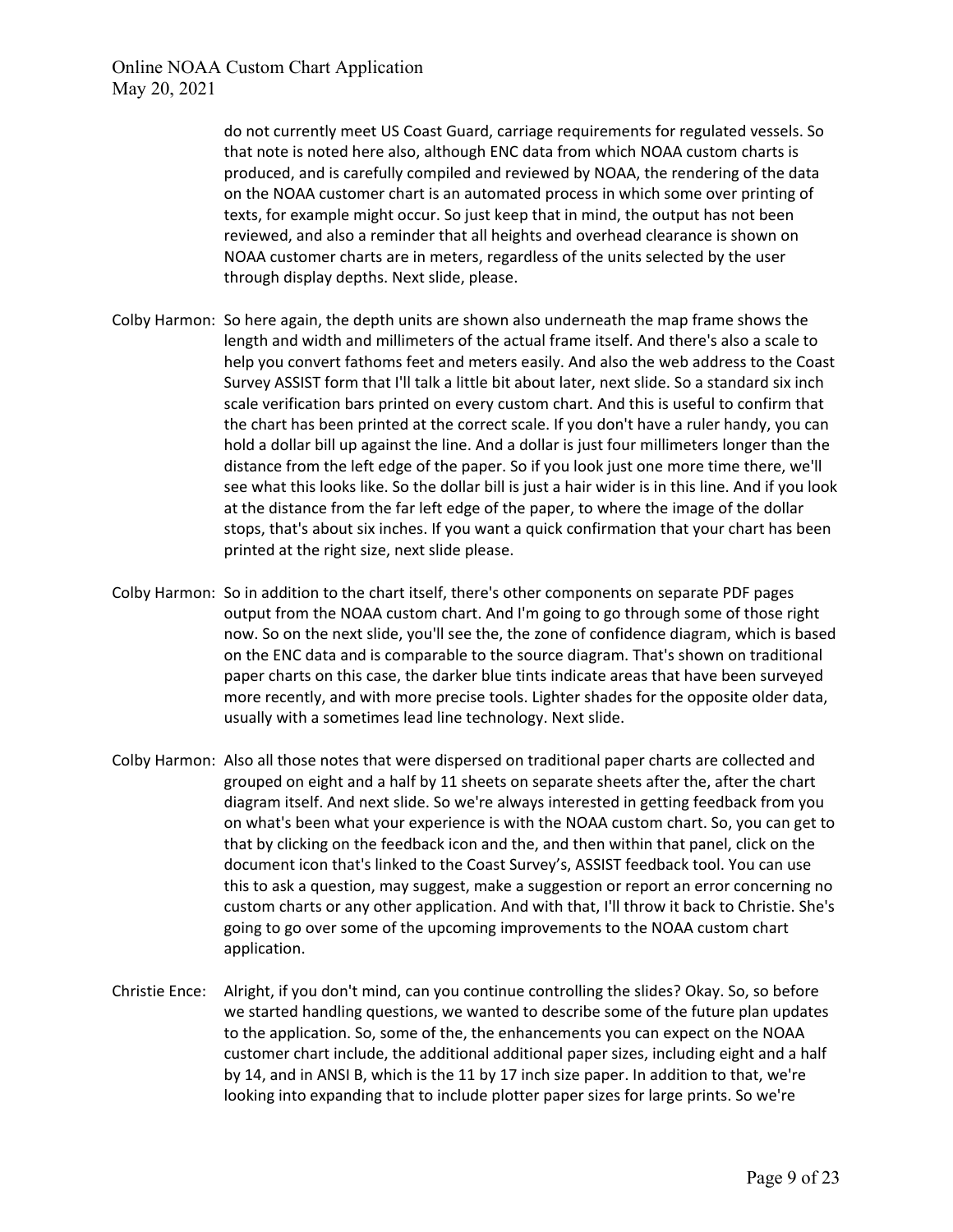do not currently meet US Coast Guard, carriage requirements for regulated vessels. So that note is noted here also, although ENC data from which NOAA custom charts is produced, and is carefully compiled and reviewed by NOAA, the rendering of the data on the NOAA customer chart is an automated process in which some over printing of texts, for example might occur. So just keep that in mind, the output has not been reviewed, and also a reminder that all heights and overhead clearance is shown on NOAA customer charts are in meters, regardless of the units selected by the user through display depths. Next slide, please.

Colby Harmon: So here again, the depth units are shown also underneath the map frame shows the length and width and millimeters of the actual frame itself. And there's also a scale to help you convert fathoms feet and meters easily. And also the web address to the Coast Survey ASSIST form that I'll talk a little bit about later, next slide. So a standard six inch scale verification bars printed on every custom chart. And this is useful to confirm that the chart has been printed at the correct scale. If you don't have a ruler handy, you can hold a dollar bill up against the line. And a dollar is just four millimeters longer than the distance from the left edge of the paper. So if you look just one more time there, we'll see what this looks like. So the dollar bill is just a hair wider is in this line. And if you look at the distance from the far left edge of the paper, to where the image of the dollar stops, that's about six inches. If you want a quick confirmation that your chart has been printed at the right size, next slide please.

Colby Harmon: So in addition to the chart itself, there's other components on separate PDF pages output from the NOAA custom chart. And I'm going to go through some of those right now. So on the next slide, you'll see the, the zone of confidence diagram, which is based on the ENC data and is comparable to the source diagram. That's shown on traditional paper charts on this case, the darker blue tints indicate areas that have been surveyed more recently, and with more precise tools. Lighter shades for the opposite older data, usually with a sometimes lead line technology. Next slide.

Colby Harmon: Also all those notes that were dispersed on traditional paper charts are collected and grouped on eight and a half by 11 sheets on separate sheets after the, after the chart diagram itself. And next slide. So we're always interested in getting feedback from you on what's been what your experience is with the NOAA custom chart. So, you can get to that by clicking on the feedback icon and the, and then within that panel, click on the document icon that's linked to the Coast Survey's, ASSIST feedback tool. You can use this to ask a question, may suggest, make a suggestion or report an error concerning no custom charts or any other application. And with that, I'll throw it back to Christie. She's going to go over some of the upcoming improvements to the NOAA custom chart application.

Christie Ence: Alright, if you don't mind, can you continue controlling the slides? Okay. So, so before we started handling questions, we wanted to describe some of the future plan updates to the application. So, some of the, the enhancements you can expect on the NOAA customer chart include, the additional additional paper sizes, including eight and a half by 14, and in ANSI B, which is the 11 by 17 inch size paper. In addition to that, we're looking into expanding that to include plotter paper sizes for large prints. So we're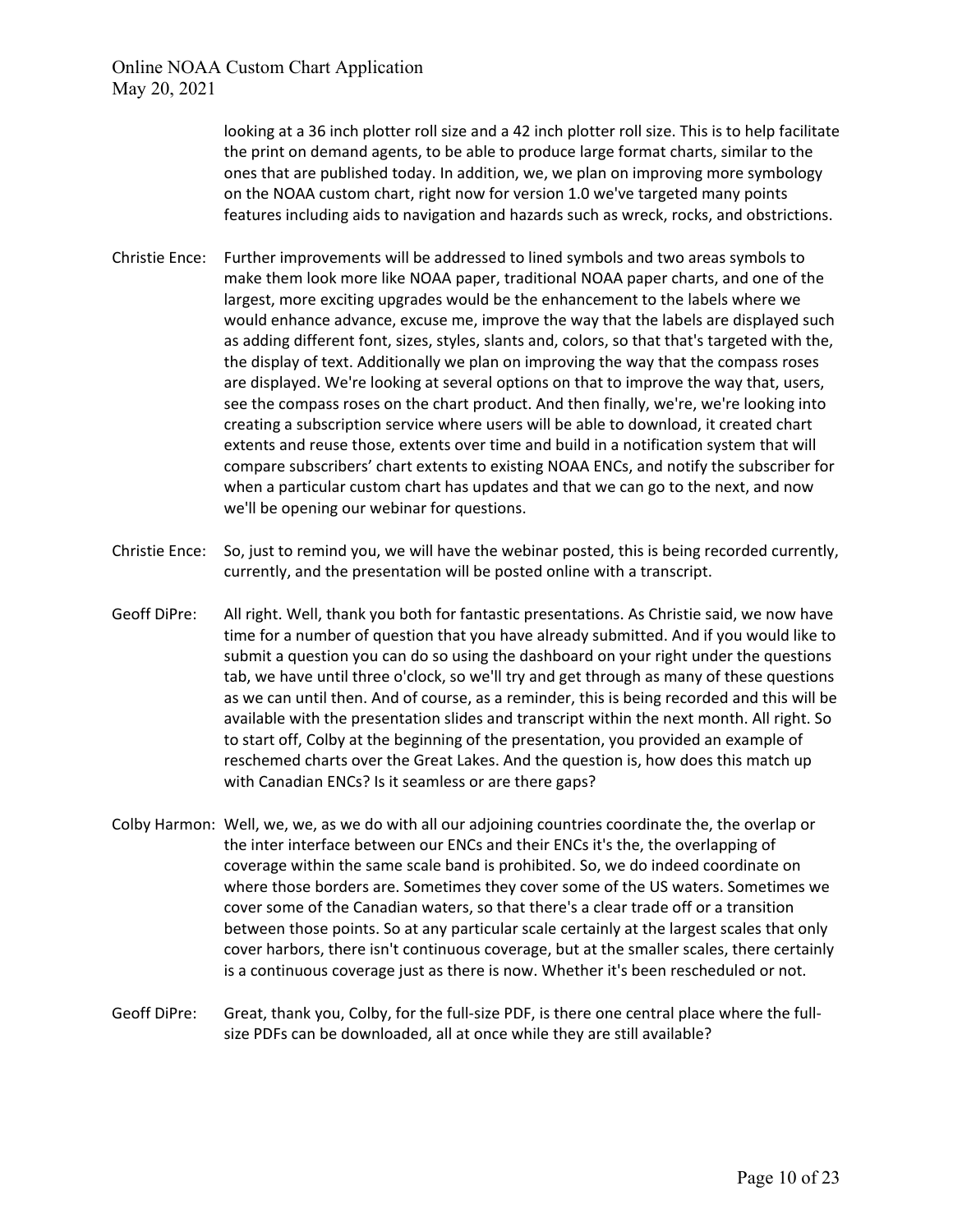looking at a 36 inch plotter roll size and a 42 inch plotter roll size. This is to help facilitate the print on demand agents, to be able to produce large format charts, similar to the ones that are published today. In addition, we, we plan on improving more symbology on the NOAA custom chart, right now for version 1.0 we've targeted many points features including aids to navigation and hazards such as wreck, rocks, and obstrictions.

Christie Ence: Further improvements will be addressed to lined symbols and two areas symbols to make them look more like NOAA paper, traditional NOAA paper charts, and one of the largest, more exciting upgrades would be the enhancement to the labels where we would enhance advance, excuse me, improve the way that the labels are displayed such as adding different font, sizes, styles, slants and, colors, so that that's targeted with the, the display of text. Additionally we plan on improving the way that the compass roses are displayed. We're looking at several options on that to improve the way that, users, see the compass roses on the chart product. And then finally, we're, we're looking into creating a subscription service where users will be able to download, it created chart extents and reuse those, extents over time and build in a notification system that will compare subscribers' chart extents to existing NOAA ENCs, and notify the subscriber for when a particular custom chart has updates and that we can go to the next, and now we'll be opening our webinar for questions.

Christie Ence: So, just to remind you, we will have the webinar posted, this is being recorded currently, currently, and the presentation will be posted online with a transcript.

Geoff DiPre: All right. Well, thank you both for fantastic presentations. As Christie said, we now have time for a number of question that you have already submitted. And if you would like to submit a question you can do so using the dashboard on your right under the questions tab, we have until three o'clock, so we'll try and get through as many of these questions as we can until then. And of course, as a reminder, this is being recorded and this will be available with the presentation slides and transcript within the next month. All right. So to start off, Colby at the beginning of the presentation, you provided an example of reschemed charts over the Great Lakes. And the question is, how does this match up with Canadian ENCs? Is it seamless or are there gaps?

Colby Harmon: Well, we, we, as we do with all our adjoining countries coordinate the, the overlap or the inter interface between our ENCs and their ENCs it's the, the overlapping of coverage within the same scale band is prohibited. So, we do indeed coordinate on where those borders are. Sometimes they cover some of the US waters. Sometimes we cover some of the Canadian waters, so that there's a clear trade off or a transition between those points. So at any particular scale certainly at the largest scales that only cover harbors, there isn't continuous coverage, but at the smaller scales, there certainly is a continuous coverage just as there is now. Whether it's been rescheduled or not.

Geoff DiPre: Great, thank you, Colby, for the full-size PDF, is there one central place where the full-size PDFs can be downloaded, all at once while they are still available?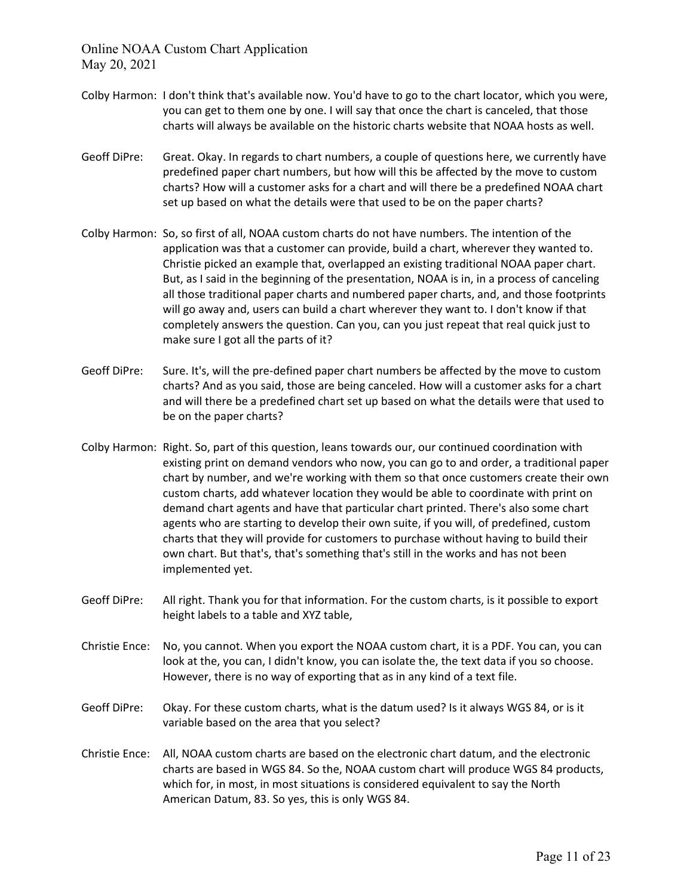Colby Harmon: I don't think that's available now. You'd have to go to the chart locator, which you were, you can get to them one by one. I will say that once the chart is canceled, that those charts will always be available on the historic charts website that NOAA hosts as well.

Geoff DiPre: Great. Okay. In regards to chart numbers, a couple of questions here, we currently have predefined paper chart numbers, but how will this be affected by the move to custom charts? How will a customer asks for a chart and will there be a predefined NOAA chart set up based on what the details were that used to be on the paper charts?

Colby Harmon: So, so first of all, NOAA custom charts do not have numbers. The intention of the application was that a customer can provide, build a chart, wherever they wanted to. Christie picked an example that, overlapped an existing traditional NOAA paper chart. But, as I said in the beginning of the presentation, NOAA is in, in a process of canceling all those traditional paper charts and numbered paper charts, and, and those footprints will go away and, users can build a chart wherever they want to. I don't know if that completely answers the question. Can you, can you just repeat that real quick just to make sure I got all the parts of it?

Geoff DiPre: Sure. It's, will the pre-defined paper chart numbers be affected by the move to custom charts? And as you said, those are being canceled. How will a customer asks for a chart and will there be a predefined chart set up based on what the details were that used to be on the paper charts?

Colby Harmon: Right. So, part of this question, leans towards our, our continued coordination with existing print on demand vendors who now, you can go to and order, a traditional paper chart by number, and we're working with them so that once customers create their own custom charts, add whatever location they would be able to coordinate with print on demand chart agents and have that particular chart printed. There's also some chart agents who are starting to develop their own suite, if you will, of predefined, custom charts that they will provide for customers to purchase without having to build their own chart. But that's, that's something that's still in the works and has not been implemented yet.

Geoff DiPre: All right. Thank you for that information. For the custom charts, is it possible to export height labels to a table and XYZ table,

Christie Ence: No, you cannot. When you export the NOAA custom chart, it is a PDF. You can, you can look at the, you can, I didn't know, you can isolate the, the text data if you so choose. However, there is no way of exporting that as in any kind of a text file.

Geoff DiPre: Okay. For these custom charts, what is the datum used? Is it always WGS 84, or is it variable based on the area that you select?

Christie Ence: All, NOAA custom charts are based on the electronic chart datum, and the electronic charts are based in WGS 84. So the, NOAA custom chart will produce WGS 84 products, which for, in most, in most situations is considered equivalent to say the North American Datum, 83. So yes, this is only WGS 84.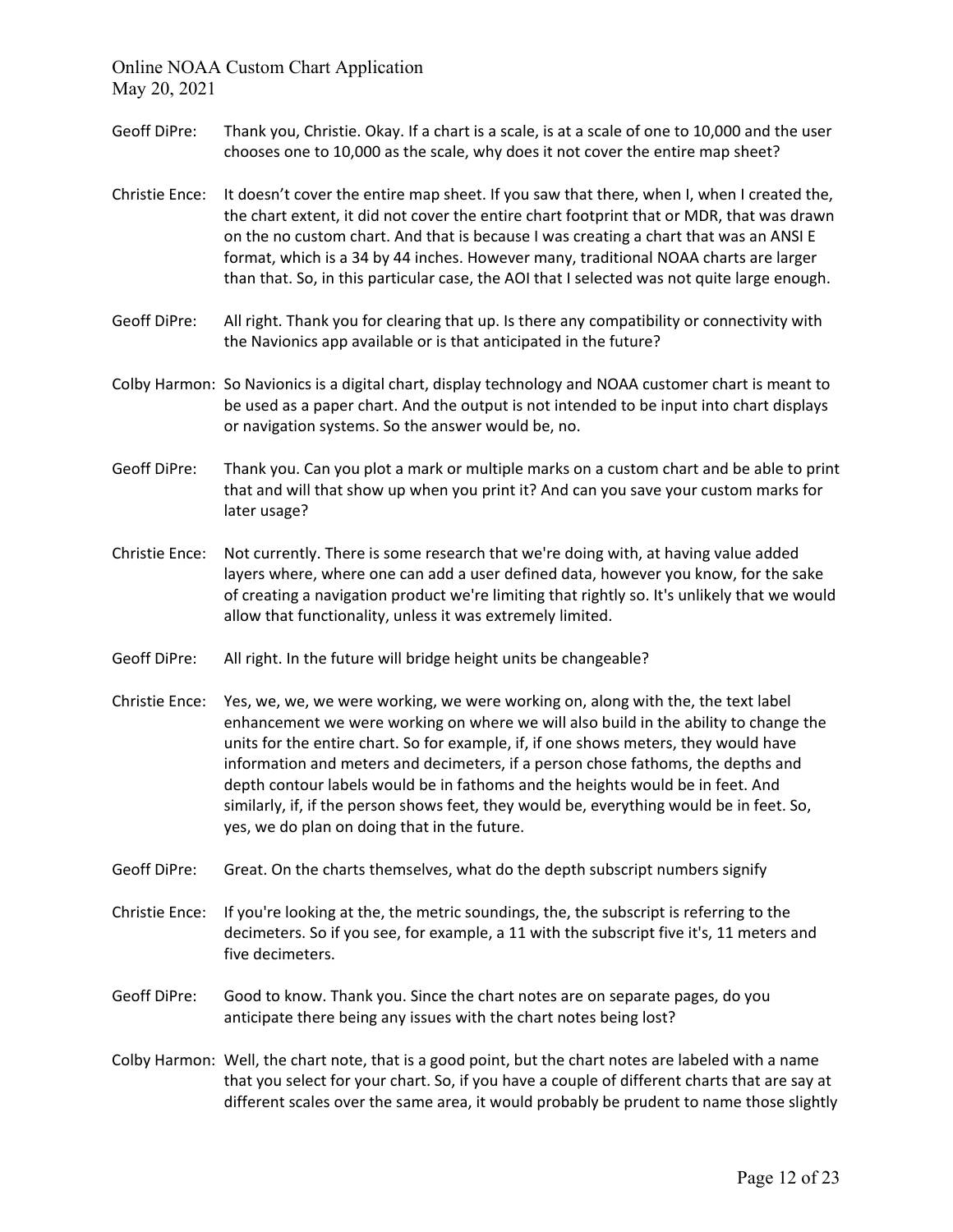Geoff DiPre: Thank you, Christie. Okay. If a chart is a scale, is at a scale of one to 10,000 and the user chooses one to 10,000 as the scale, why does it not cover the entire map sheet?

Christie Ence: It doesn't cover the entire map sheet. If you saw that there, when I, when I created the, the chart extent, it did not cover the entire chart footprint that or MDR, that was drawn on the no custom chart. And that is because I was creating a chart that was an ANSI E format, which is a 34 by 44 inches. However many, traditional NOAA charts are larger than that. So, in this particular case, the AOI that I selected was not quite large enough.

Geoff DiPre: All right. Thank you for clearing that up. Is there any compatibility or connectivity with the Navionics app available or is that anticipated in the future?

Colby Harmon: So Navionics is a digital chart, display technology and NOAA customer chart is meant to be used as a paper chart. And the output is not intended to be input into chart displays or navigation systems. So the answer would be, no.

Geoff DiPre: Thank you. Can you plot a mark or multiple marks on a custom chart and be able to print that and will that show up when you print it? And can you save your custom marks for later usage?

Christie Ence: Not currently. There is some research that we're doing with, at having value added layers where, where one can add a user defined data, however you know, for the sake of creating a navigation product we're limiting that rightly so. It's unlikely that we would allow that functionality, unless it was extremely limited.

Geoff DiPre: All right. In the future will bridge height units be changeable?

Christie Ence: Yes, we, we, we were working, we were working on, along with the, the text label enhancement we were working on where we will also build in the ability to change the units for the entire chart. So for example, if, if one shows meters, they would have information and meters and decimeters, if a person chose fathoms, the depths and depth contour labels would be in fathoms and the heights would be in feet. And similarly, if, if the person shows feet, they would be, everything would be in feet. So, yes, we do plan on doing that in the future.

Geoff DiPre: Great. On the charts themselves, what do the depth subscript numbers signify

Christie Ence: If you're looking at the, the metric soundings, the, the subscript is referring to the decimeters. So if you see, for example, a 11 with the subscript five it's, 11 meters and five decimeters.

Geoff DiPre: Good to know. Thank you. Since the chart notes are on separate pages, do you anticipate there being any issues with the chart notes being lost?

Colby Harmon: Well, the chart note, that is a good point, but the chart notes are labeled with a name that you select for your chart. So, if you have a couple of different charts that are say at different scales over the same area, it would probably be prudent to name those slightly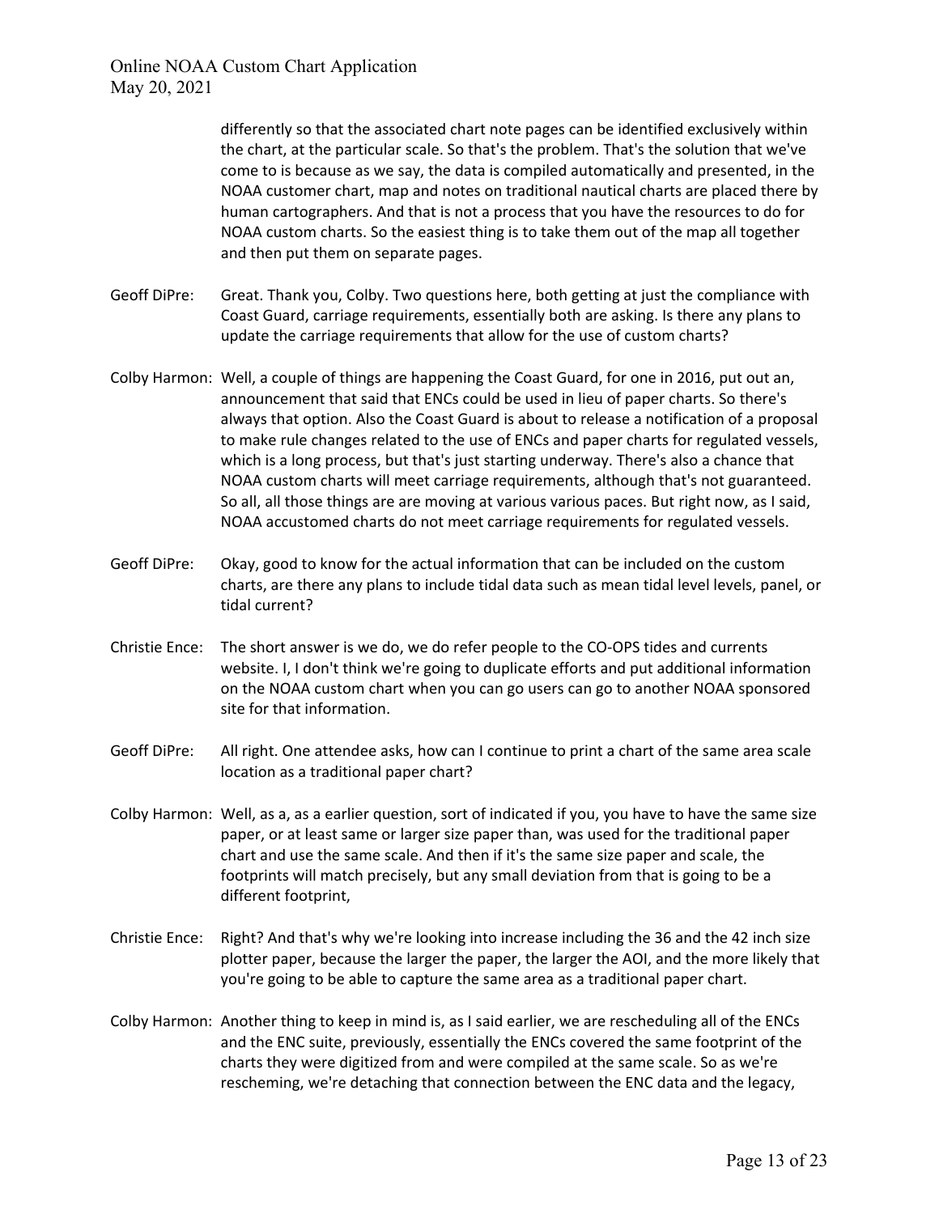differently so that the associated chart note pages can be identified exclusively within the chart, at the particular scale. So that's the problem. That's the solution that we've come to is because as we say, the data is compiled automatically and presented, in the NOAA customer chart, map and notes on traditional nautical charts are placed there by human cartographers. And that is not a process that you have the resources to do for NOAA custom charts. So the easiest thing is to take them out of the map all together and then put them on separate pages.

Geoff DiPre: Great. Thank you, Colby. Two questions here, both getting at just the compliance with Coast Guard, carriage requirements, essentially both are asking. Is there any plans to update the carriage requirements that allow for the use of custom charts?

Colby Harmon: Well, a couple of things are happening the Coast Guard, for one in 2016, put out an, announcement that said that ENCs could be used in lieu of paper charts. So there's always that option. Also the Coast Guard is about to release a notification of a proposal to make rule changes related to the use of ENCs and paper charts for regulated vessels, which is a long process, but that's just starting underway. There's also a chance that NOAA custom charts will meet carriage requirements, although that's not guaranteed. So all, all those things are are moving at various various paces. But right now, as I said, NOAA accustomed charts do not meet carriage requirements for regulated vessels.

Geoff DiPre: Okay, good to know for the actual information that can be included on the custom charts, are there any plans to include tidal data such as mean tidal level levels, panel, or tidal current?

Christie Ence: The short answer is we do, we do refer people to the CO-OPS tides and currents website. I, I don't think we're going to duplicate efforts and put additional information on the NOAA custom chart when you can go users can go to another NOAA sponsored site for that information.

Geoff DiPre: All right. One attendee asks, how can I continue to print a chart of the same area scale location as a traditional paper chart?

Colby Harmon: Well, as a, as a earlier question, sort of indicated if you, you have to have the same size paper, or at least same or larger size paper than, was used for the traditional paper chart and use the same scale. And then if it's the same size paper and scale, the footprints will match precisely, but any small deviation from that is going to be a different footprint,

Christie Ence: Right? And that's why we're looking into increase including the 36 and the 42 inch size plotter paper, because the larger the paper, the larger the AOI, and the more likely that you're going to be able to capture the same area as a traditional paper chart.

Colby Harmon: Another thing to keep in mind is, as I said earlier, we are rescheduling all of the ENCs and the ENC suite, previously, essentially the ENCs covered the same footprint of the charts they were digitized from and were compiled at the same scale. So as we're rescheming, we're detaching that connection between the ENC data and the legacy,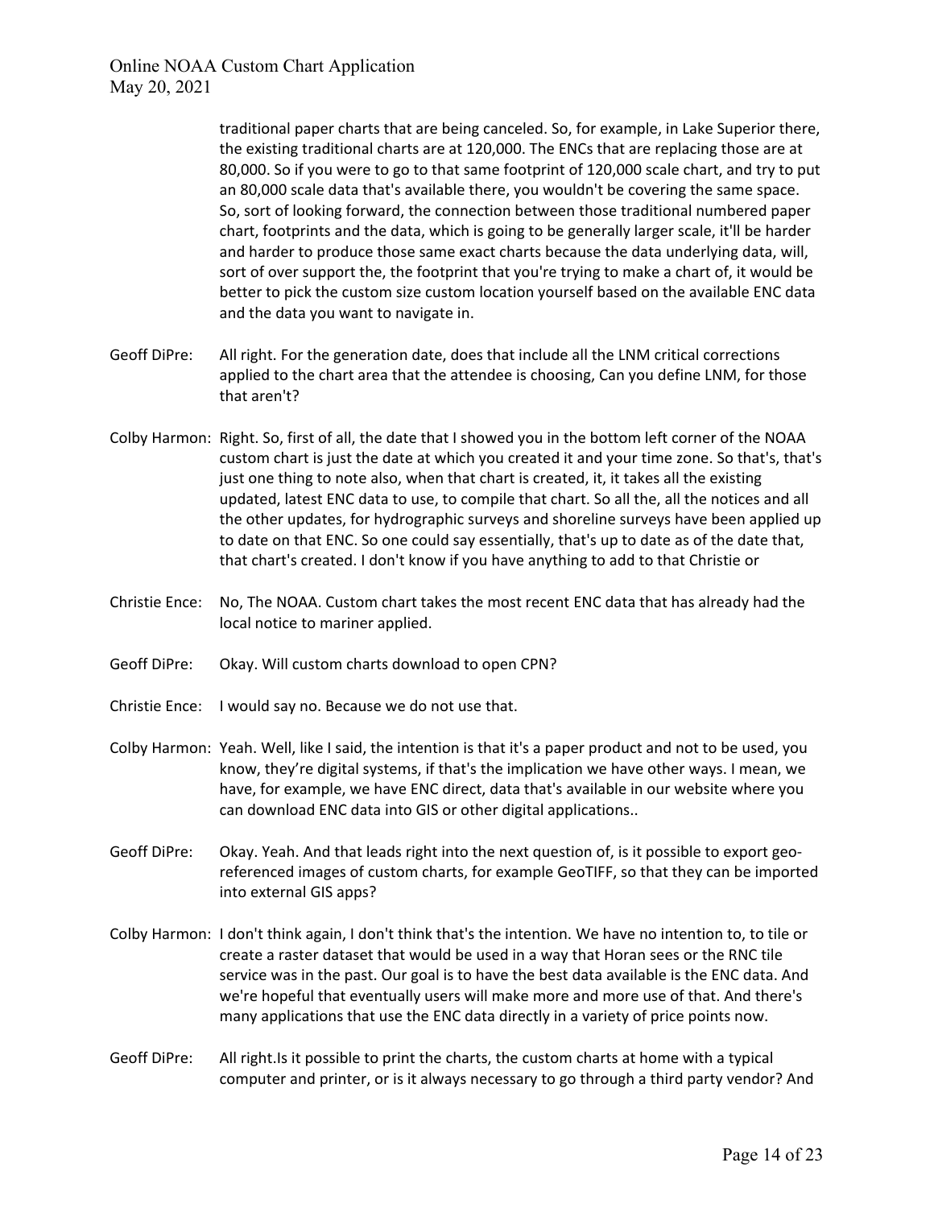traditional paper charts that are being canceled. So, for example, in Lake Superior there, the existing traditional charts are at 120,000. The ENCs that are replacing those are at 80,000. So if you were to go to that same footprint of 120,000 scale chart, and try to put an 80,000 scale data that's available there, you wouldn't be covering the same space. So, sort of looking forward, the connection between those traditional numbered paper chart, footprints and the data, which is going to be generally larger scale, it'll be harder and harder to produce those same exact charts because the data underlying data, will, sort of over support the, the footprint that you're trying to make a chart of, it would be better to pick the custom size custom location yourself based on the available ENC data and the data you want to navigate in.

Geoff DiPre: All right. For the generation date, does that include all the LNM critical corrections applied to the chart area that the attendee is choosing, Can you define LNM, for those that aren't?

Colby Harmon: Right. So, first of all, the date that I showed you in the bottom left corner of the NOAA custom chart is just the date at which you created it and your time zone. So that's, that's just one thing to note also, when that chart is created, it, it takes all the existing updated, latest ENC data to use, to compile that chart. So all the, all the notices and all the other updates, for hydrographic surveys and shoreline surveys have been applied up to date on that ENC. So one could say essentially, that's up to date as of the date that, that chart's created. I don't know if you have anything to add to that Christie or

Christie Ence: No, The NOAA. Custom chart takes the most recent ENC data that has already had the local notice to mariner applied.

Geoff DiPre: Okay. Will custom charts download to open CPN?

Christie Ence: I would say no. Because we do not use that.

Colby Harmon: Yeah. Well, like I said, the intention is that it's a paper product and not to be used, you know, they're digital systems, if that's the implication we have other ways. I mean, we have, for example, we have ENC direct, data that's available in our website where you can download ENC data into GIS or other digital applications..

Geoff DiPre: Okay. Yeah. And that leads right into the next question of, is it possible to export geo-referenced images of custom charts, for example GeoTIFF, so that they can be imported into external GIS apps?

Colby Harmon: I don't think again, I don't think that's the intention. We have no intention to, to tile or create a raster dataset that would be used in a way that Horan sees or the RNC tile service was in the past. Our goal is to have the best data available is the ENC data. And we're hopeful that eventually users will make more and more use of that. And there's many applications that use the ENC data directly in a variety of price points now.

Geoff DiPre: All right.Is it possible to print the charts, the custom charts at home with a typical computer and printer, or is it always necessary to go through a third party vendor? And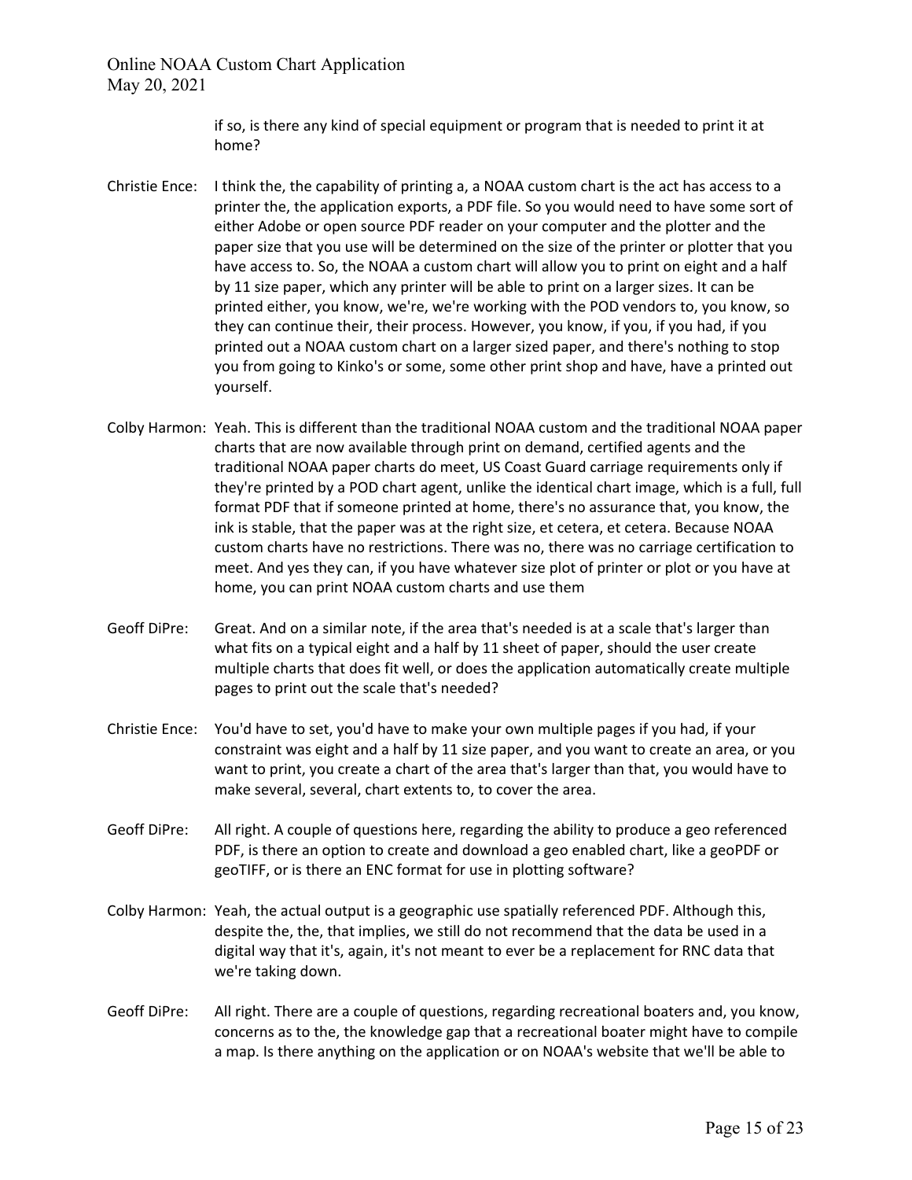if so, is there any kind of special equipment or program that is needed to print it at home?

Christie Ence: I think the, the capability of printing a, a NOAA custom chart is the act has access to a printer the, the application exports, a PDF file. So you would need to have some sort of either Adobe or open source PDF reader on your computer and the plotter and the paper size that you use will be determined on the size of the printer or plotter that you have access to. So, the NOAA a custom chart will allow you to print on eight and a half by 11 size paper, which any printer will be able to print on a larger sizes. It can be printed either, you know, we're, we're working with the POD vendors to, you know, so they can continue their, their process. However, you know, if you, if you had, if you printed out a NOAA custom chart on a larger sized paper, and there's nothing to stop you from going to Kinko's or some, some other print shop and have, have a printed out yourself.

Colby Harmon: Yeah. This is different than the traditional NOAA custom and the traditional NOAA paper charts that are now available through print on demand, certified agents and the traditional NOAA paper charts do meet, US Coast Guard carriage requirements only if they're printed by a POD chart agent, unlike the identical chart image, which is a full, full format PDF that if someone printed at home, there's no assurance that, you know, the ink is stable, that the paper was at the right size, et cetera, et cetera. Because NOAA custom charts have no restrictions. There was no, there was no carriage certification to meet. And yes they can, if you have whatever size plot of printer or plot or you have at home, you can print NOAA custom charts and use them

Geoff DiPre: Great. And on a similar note, if the area that's needed is at a scale that's larger than what fits on a typical eight and a half by 11 sheet of paper, should the user create multiple charts that does fit well, or does the application automatically create multiple pages to print out the scale that's needed?

Christie Ence: You'd have to set, you'd have to make your own multiple pages if you had, if your constraint was eight and a half by 11 size paper, and you want to create an area, or you want to print, you create a chart of the area that's larger than that, you would have to make several, several, chart extents to, to cover the area.

Geoff DiPre: All right. A couple of questions here, regarding the ability to produce a geo referenced PDF, is there an option to create and download a geo enabled chart, like a geoPDF or geoTIFF, or is there an ENC format for use in plotting software?

Colby Harmon: Yeah, the actual output is a geographic use spatially referenced PDF. Although this, despite the, the, that implies, we still do not recommend that the data be used in a digital way that it's, again, it's not meant to ever be a replacement for RNC data that we're taking down.

Geoff DiPre: All right. There are a couple of questions, regarding recreational boaters and, you know, concerns as to the, the knowledge gap that a recreational boater might have to compile a map. Is there anything on the application or on NOAA's website that we'll be able to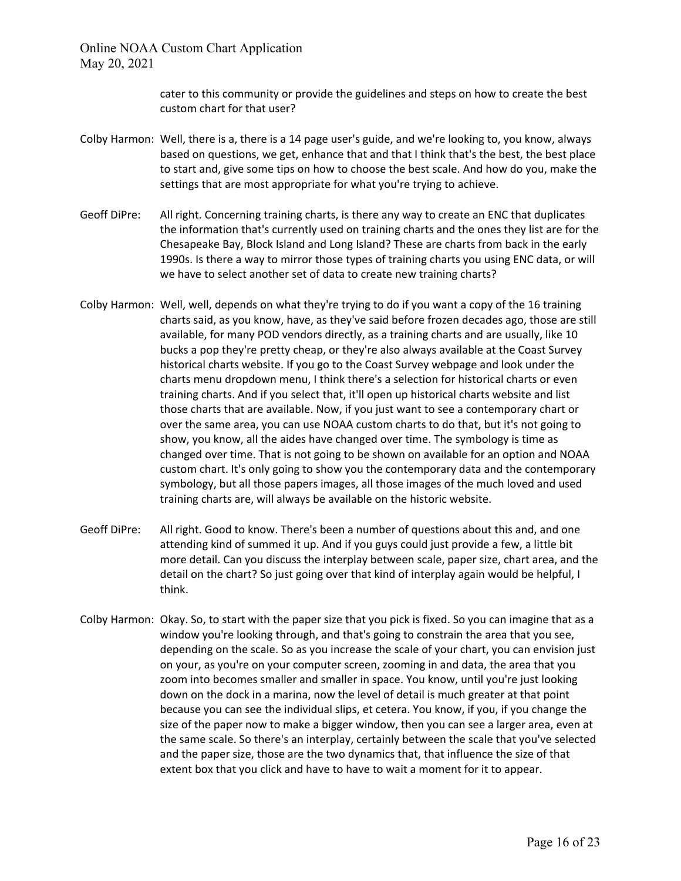cater to this community or provide the guidelines and steps on how to create the best custom chart for that user?

Colby Harmon: Well, there is a, there is a 14 page user's guide, and we're looking to, you know, always based on questions, we get, enhance that and that I think that's the best, the best place to start and, give some tips on how to choose the best scale. And how do you, make the settings that are most appropriate for what you're trying to achieve.

Geoff DiPre: All right. Concerning training charts, is there any way to create an ENC that duplicates the information that's currently used on training charts and the ones they list are for the Chesapeake Bay, Block Island and Long Island? These are charts from back in the early 1990s. Is there a way to mirror those types of training charts you using ENC data, or will we have to select another set of data to create new training charts?

Colby Harmon: Well, well, depends on what they're trying to do if you want a copy of the 16 training charts said, as you know, have, as they've said before frozen decades ago, those are still available, for many POD vendors directly, as a training charts and are usually, like 10 bucks a pop they're pretty cheap, or they're also always available at the Coast Survey historical charts website. If you go to the Coast Survey webpage and look under the charts menu dropdown menu, I think there's a selection for historical charts or even training charts. And if you select that, it'll open up historical charts website and list those charts that are available. Now, if you just want to see a contemporary chart or over the same area, you can use NOAA custom charts to do that, but it's not going to show, you know, all the aides have changed over time. The symbology is time as changed over time. That is not going to be shown on available for an option and NOAA custom chart. It's only going to show you the contemporary data and the contemporary symbology, but all those papers images, all those images of the much loved and used training charts are, will always be available on the historic website.

Geoff DiPre: All right. Good to know. There's been a number of questions about this and, and one attending kind of summed it up. And if you guys could just provide a few, a little bit more detail. Can you discuss the interplay between scale, paper size, chart area, and the detail on the chart? So just going over that kind of interplay again would be helpful, I think.

Colby Harmon: Okay. So, to start with the paper size that you pick is fixed. So you can imagine that as a window you're looking through, and that's going to constrain the area that you see, depending on the scale. So as you increase the scale of your chart, you can envision just on your, as you're on your computer screen, zooming in and data, the area that you zoom into becomes smaller and smaller in space. You know, until you're just looking down on the dock in a marina, now the level of detail is much greater at that point because you can see the individual slips, et cetera. You know, if you, if you change the size of the paper now to make a bigger window, then you can see a larger area, even at the same scale. So there's an interplay, certainly between the scale that you've selected and the paper size, those are the two dynamics that, that influence the size of that extent box that you click and have to have to wait a moment for it to appear.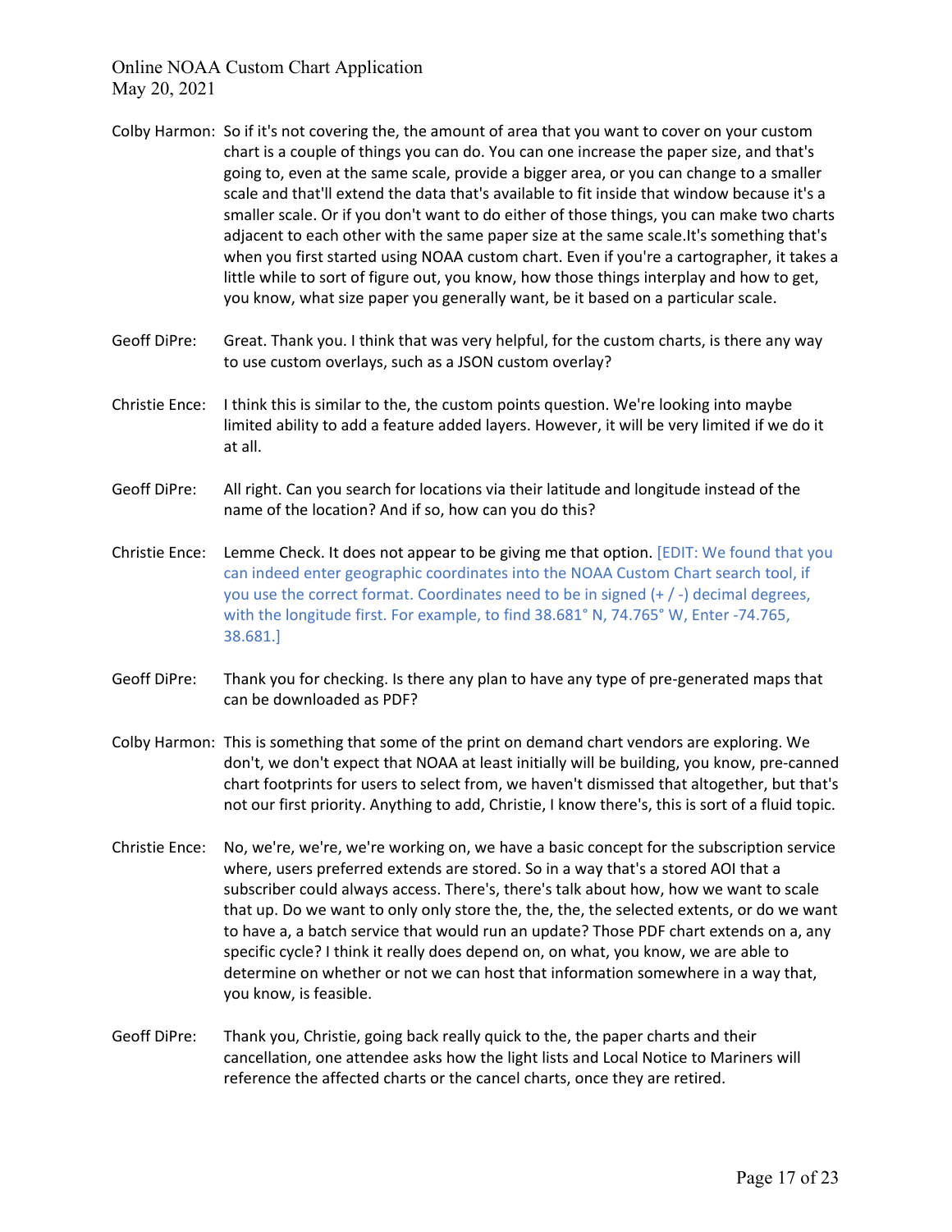Colby Harmon: So if it's not covering the, the amount of area that you want to cover on your custom chart is a couple of things you can do. You can one increase the paper size, and that's going to, even at the same scale, provide a bigger area, or you can change to a smaller scale and that'll extend the data that's available to fit inside that window because it's a smaller scale. Or if you don't want to do either of those things, you can make two charts adjacent to each other with the same paper size at the same scale.It's something that's when you first started using NOAA custom chart. Even if you're a cartographer, it takes a little while to sort of figure out, you know, how those things interplay and how to get, you know, what size paper you generally want, be it based on a particular scale.

Geoff DiPre: Great. Thank you. I think that was very helpful, for the custom charts, is there any way to use custom overlays, such as a JSON custom overlay?

Christie Ence: I think this is similar to the, the custom points question. We're looking into maybe limited ability to add a feature added layers. However, it will be very limited if we do it at all.

Geoff DiPre: All right. Can you search for locations via their latitude and longitude instead of the name of the location? And if so, how can you do this?

Christie Ence: Lemme Check. It does not appear to be giving me that option. [EDIT: We found that you can indeed enter geographic coordinates into the NOAA Custom Chart search tool, if you use the correct format. Coordinates need to be in signed (+ / -) decimal degrees, with the longitude first. For example, to find 38.681° N, 74.765° W, Enter -74.765, 38.681.]

Geoff DiPre: Thank you for checking. Is there any plan to have any type of pre-generated maps that can be downloaded as PDF?

Colby Harmon: This is something that some of the print on demand chart vendors are exploring. We don't, we don't expect that NOAA at least initially will be building, you know, pre-canned chart footprints for users to select from, we haven't dismissed that altogether, but that's not our first priority. Anything to add, Christie, I know there's, this is sort of a fluid topic.

Christie Ence: No, we're, we're, we're working on, we have a basic concept for the subscription service where, users preferred extends are stored. So in a way that's a stored AOI that a subscriber could always access. There's, there's talk about how, how we want to scale that up. Do we want to only only store the, the, the, the selected extents, or do we want to have a, a batch service that would run an update? Those PDF chart extends on a, any specific cycle? I think it really does depend on, on what, you know, we are able to determine on whether or not we can host that information somewhere in a way that, you know, is feasible.

Geoff DiPre: Thank you, Christie, going back really quick to the, the paper charts and their cancellation, one attendee asks how the light lists and Local Notice to Mariners will reference the affected charts or the cancel charts, once they are retired.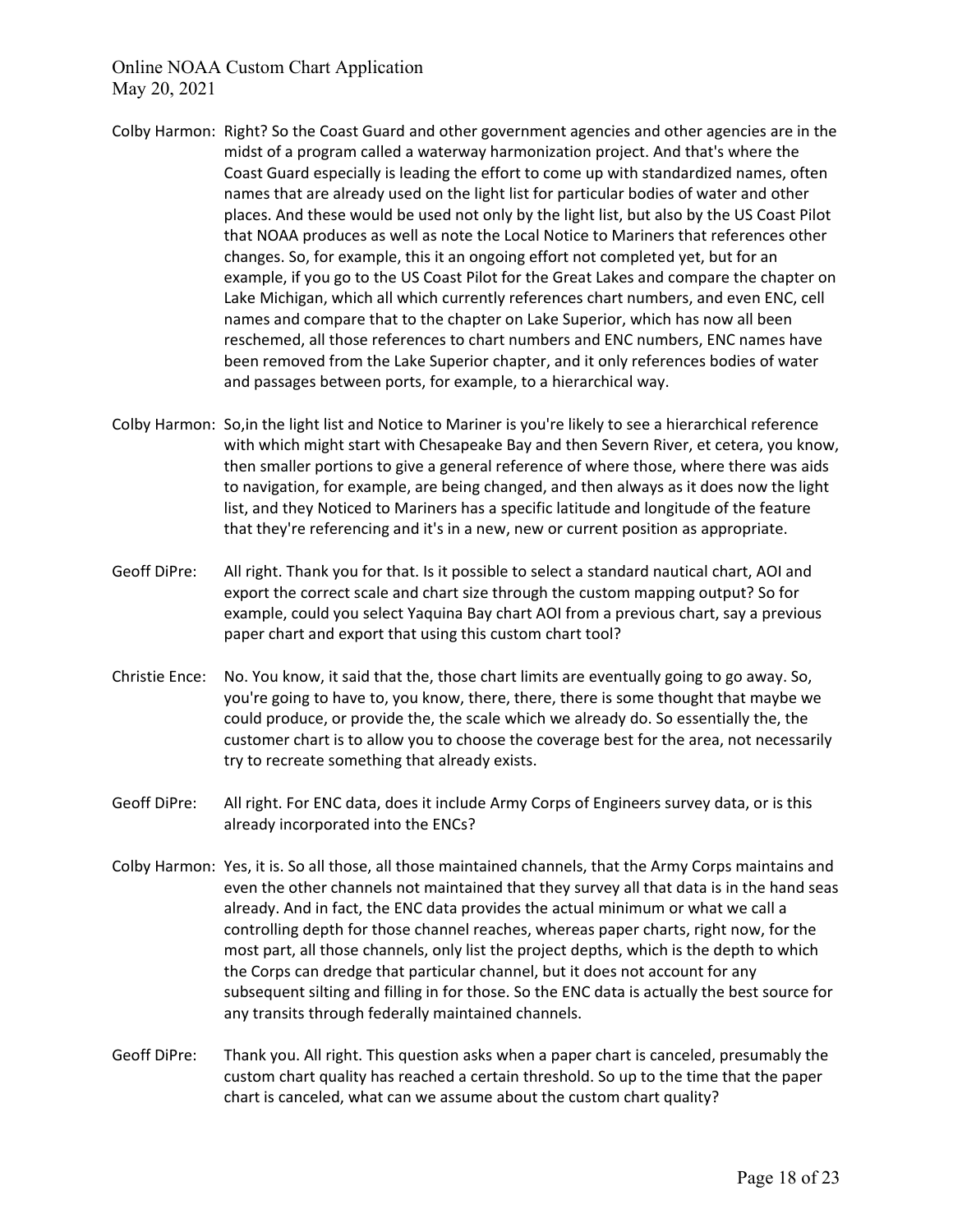Colby Harmon: Right? So the Coast Guard and other government agencies and other agencies are in the midst of a program called a waterway harmonization project. And that's where the Coast Guard especially is leading the effort to come up with standardized names, often names that are already used on the light list for particular bodies of water and other places. And these would be used not only by the light list, but also by the US Coast Pilot that NOAA produces as well as note the Local Notice to Mariners that references other changes. So, for example, this it an ongoing effort not completed yet, but for an example, if you go to the US Coast Pilot for the Great Lakes and compare the chapter on Lake Michigan, which all which currently references chart numbers, and even ENC, cell names and compare that to the chapter on Lake Superior, which has now all been reschemed, all those references to chart numbers and ENC numbers, ENC names have been removed from the Lake Superior chapter, and it only references bodies of water and passages between ports, for example, to a hierarchical way.

Colby Harmon: So,in the light list and Notice to Mariner is you're likely to see a hierarchical reference with which might start with Chesapeake Bay and then Severn River, et cetera, you know, then smaller portions to give a general reference of where those, where there was aids to navigation, for example, are being changed, and then always as it does now the light list, and they Noticed to Mariners has a specific latitude and longitude of the feature that they're referencing and it's in a new, new or current position as appropriate.

Geoff DiPre: All right. Thank you for that. Is it possible to select a standard nautical chart, AOI and export the correct scale and chart size through the custom mapping output? So for example, could you select Yaquina Bay chart AOI from a previous chart, say a previous paper chart and export that using this custom chart tool?

Christie Ence: No. You know, it said that the, those chart limits are eventually going to go away. So, you're going to have to, you know, there, there, there is some thought that maybe we could produce, or provide the, the scale which we already do. So essentially the, the customer chart is to allow you to choose the coverage best for the area, not necessarily try to recreate something that already exists.

Geoff DiPre: All right. For ENC data, does it include Army Corps of Engineers survey data, or is this already incorporated into the ENCs?

Colby Harmon: Yes, it is. So all those, all those maintained channels, that the Army Corps maintains and even the other channels not maintained that they survey all that data is in the hand seas already. And in fact, the ENC data provides the actual minimum or what we call a controlling depth for those channel reaches, whereas paper charts, right now, for the most part, all those channels, only list the project depths, which is the depth to which the Corps can dredge that particular channel, but it does not account for any subsequent silting and filling in for those. So the ENC data is actually the best source for any transits through federally maintained channels.

Geoff DiPre: Thank you. All right. This question asks when a paper chart is canceled, presumably the custom chart quality has reached a certain threshold. So up to the time that the paper chart is canceled, what can we assume about the custom chart quality?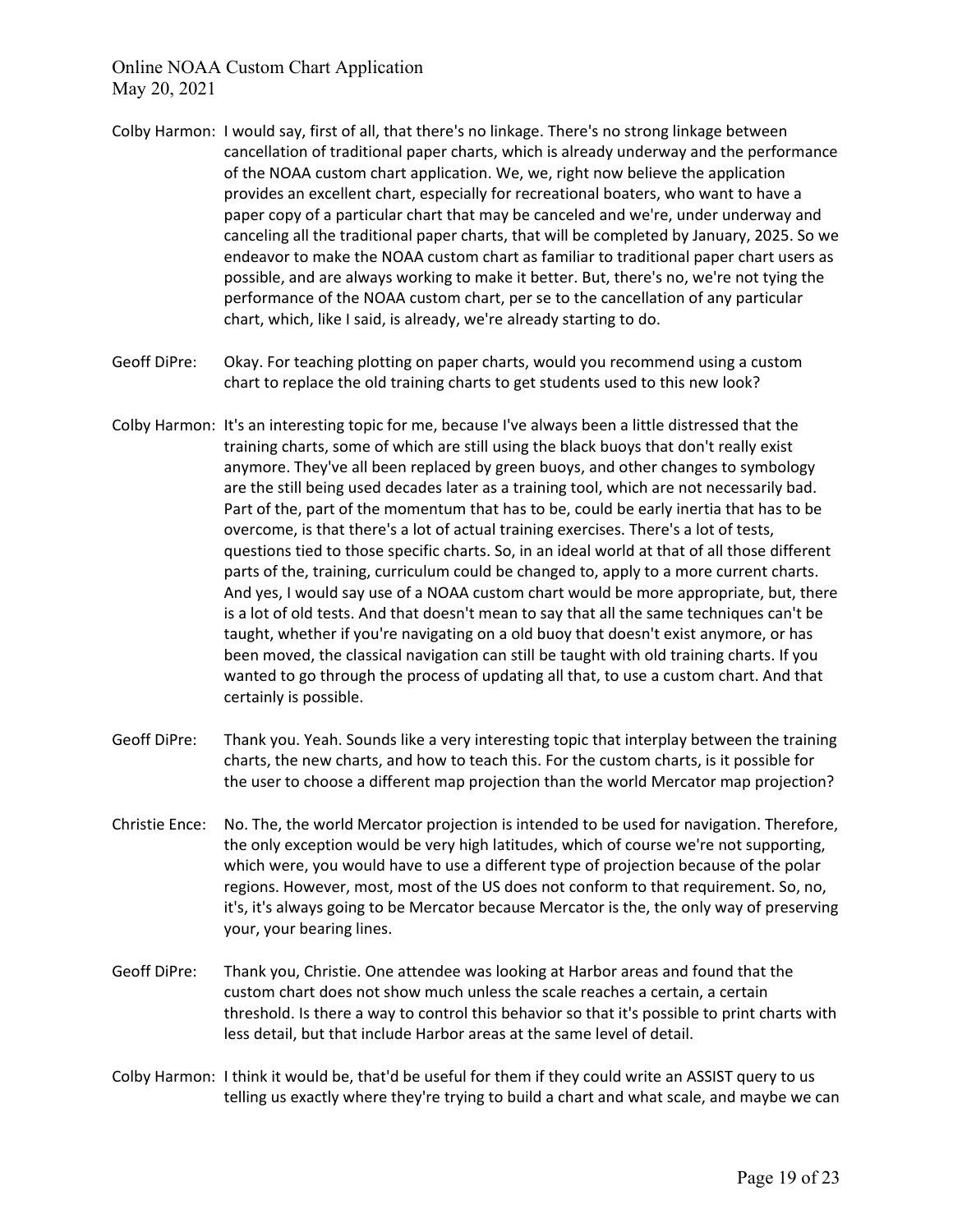Colby Harmon: I would say, first of all, that there's no linkage. There's no strong linkage between cancellation of traditional paper charts, which is already underway and the performance of the NOAA custom chart application. We, we, right now believe the application provides an excellent chart, especially for recreational boaters, who want to have a paper copy of a particular chart that may be canceled and we're, under underway and canceling all the traditional paper charts, that will be completed by January, 2025. So we endeavor to make the NOAA custom chart as familiar to traditional paper chart users as possible, and are always working to make it better. But, there's no, we're not tying the performance of the NOAA custom chart, per se to the cancellation of any particular chart, which, like I said, is already, we're already starting to do.

Geoff DiPre: Okay. For teaching plotting on paper charts, would you recommend using a custom chart to replace the old training charts to get students used to this new look?

Colby Harmon: It's an interesting topic for me, because I've always been a little distressed that the training charts, some of which are still using the black buoys that don't really exist anymore. They've all been replaced by green buoys, and other changes to symbology are the still being used decades later as a training tool, which are not necessarily bad. Part of the, part of the momentum that has to be, could be early inertia that has to be overcome, is that there's a lot of actual training exercises. There's a lot of tests, questions tied to those specific charts. So, in an ideal world at that of all those different parts of the, training, curriculum could be changed to, apply to a more current charts. And yes, I would say use of a NOAA custom chart would be more appropriate, but, there is a lot of old tests. And that doesn't mean to say that all the same techniques can't be taught, whether if you're navigating on a old buoy that doesn't exist anymore, or has been moved, the classical navigation can still be taught with old training charts. If you wanted to go through the process of updating all that, to use a custom chart. And that certainly is possible.

Geoff DiPre: Thank you. Yeah. Sounds like a very interesting topic that interplay between the training charts, the new charts, and how to teach this. For the custom charts, is it possible for the user to choose a different map projection than the world Mercator map projection?

Christie Ence: No. The, the world Mercator projection is intended to be used for navigation. Therefore, the only exception would be very high latitudes, which of course we're not supporting, which were, you would have to use a different type of projection because of the polar regions. However, most, most of the US does not conform to that requirement. So, no, it's, it's always going to be Mercator because Mercator is the, the only way of preserving your, your bearing lines.

Geoff DiPre: Thank you, Christie. One attendee was looking at Harbor areas and found that the custom chart does not show much unless the scale reaches a certain, a certain threshold. Is there a way to control this behavior so that it's possible to print charts with less detail, but that include Harbor areas at the same level of detail.

Colby Harmon: I think it would be, that'd be useful for them if they could write an ASSIST query to us telling us exactly where they're trying to build a chart and what scale, and maybe we can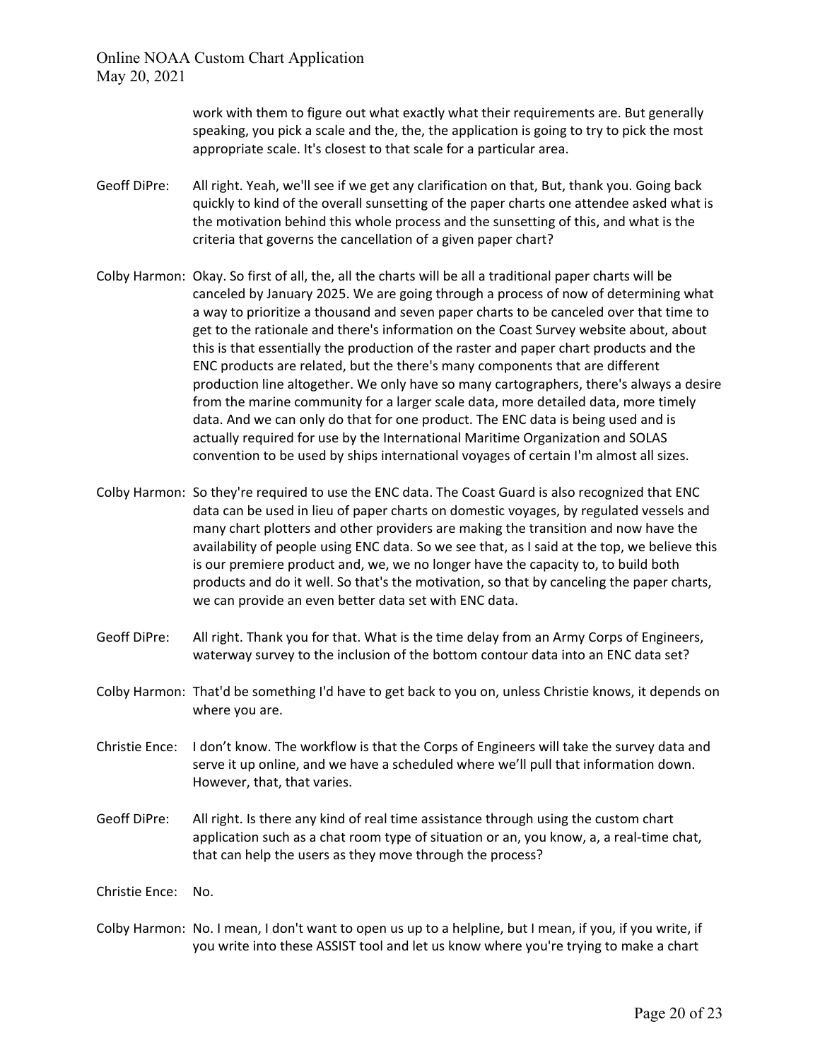work with them to figure out what exactly what their requirements are. But generally speaking, you pick a scale and the, the, the application is going to try to pick the most appropriate scale. It's closest to that scale for a particular area.

Geoff DiPre: All right. Yeah, we'll see if we get any clarification on that, But, thank you. Going back quickly to kind of the overall sunsetting of the paper charts one attendee asked what is the motivation behind this whole process and the sunsetting of this, and what is the criteria that governs the cancellation of a given paper chart?

Colby Harmon: Okay. So first of all, the, all the charts will be all a traditional paper charts will be canceled by January 2025. We are going through a process of now of determining what a way to prioritize a thousand and seven paper charts to be canceled over that time to get to the rationale and there's information on the Coast Survey website about, about this is that essentially the production of the raster and paper chart products and the ENC products are related, but the there's many components that are different production line altogether. We only have so many cartographers, there's always a desire from the marine community for a larger scale data, more detailed data, more timely data. And we can only do that for one product. The ENC data is being used and is actually required for use by the International Maritime Organization and SOLAS convention to be used by ships international voyages of certain I'm almost all sizes.

Colby Harmon: So they're required to use the ENC data. The Coast Guard is also recognized that ENC data can be used in lieu of paper charts on domestic voyages, by regulated vessels and many chart plotters and other providers are making the transition and now have the availability of people using ENC data. So we see that, as I said at the top, we believe this is our premiere product and, we, we no longer have the capacity to, to build both products and do it well. So that's the motivation, so that by canceling the paper charts, we can provide an even better data set with ENC data.

Geoff DiPre: All right. Thank you for that. What is the time delay from an Army Corps of Engineers, waterway survey to the inclusion of the bottom contour data into an ENC data set?

Colby Harmon: That'd be something I'd have to get back to you on, unless Christie knows, it depends on where you are.

Christie Ence: I don't know. The workflow is that the Corps of Engineers will take the survey data and serve it up online, and we have a scheduled where we'll pull that information down. However, that, that varies.

Geoff DiPre: All right. Is there any kind of real time assistance through using the custom chart application such as a chat room type of situation or an, you know, a, a real-time chat, that can help the users as they move through the process?

Christie Ence: No.

Colby Harmon: No. I mean, I don't want to open us up to a helpline, but I mean, if you, if you write, if you write into these ASSIST tool and let us know where you're trying to make a chart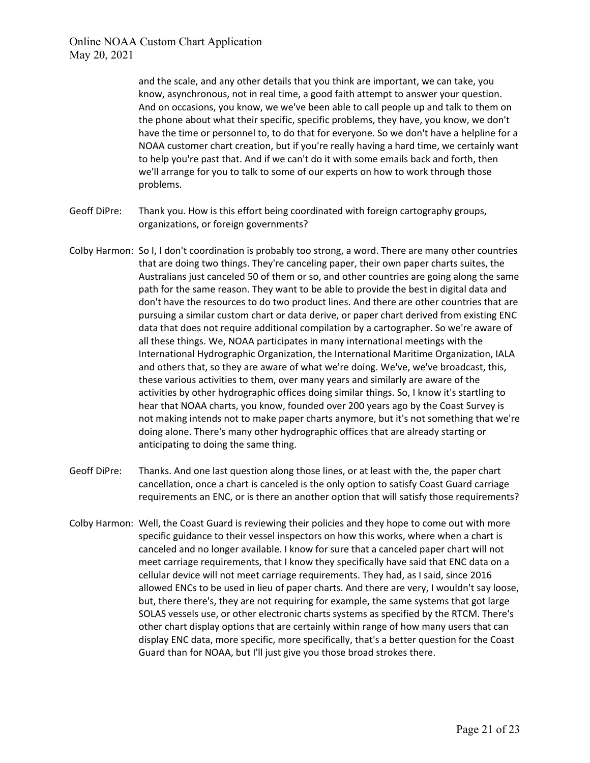and the scale, and any other details that you think are important, we can take, you know, asynchronous, not in real time, a good faith attempt to answer your question. And on occasions, you know, we we've been able to call people up and talk to them on the phone about what their specific, specific problems, they have, you know, we don't have the time or personnel to, to do that for everyone. So we don't have a helpline for a NOAA customer chart creation, but if you're really having a hard time, we certainly want to help you're past that. And if we can't do it with some emails back and forth, then we'll arrange for you to talk to some of our experts on how to work through those problems.

Geoff DiPre: Thank you. How is this effort being coordinated with foreign cartography groups, organizations, or foreign governments?

Colby Harmon: So I, I don't coordination is probably too strong, a word. There are many other countries that are doing two things. They're canceling paper, their own paper charts suites, the Australians just canceled 50 of them or so, and other countries are going along the same path for the same reason. They want to be able to provide the best in digital data and don't have the resources to do two product lines. And there are other countries that are pursuing a similar custom chart or data derive, or paper chart derived from existing ENC data that does not require additional compilation by a cartographer. So we're aware of all these things. We, NOAA participates in many international meetings with the International Hydrographic Organization, the International Maritime Organization, IALA and others that, so they are aware of what we're doing. We've, we've broadcast, this, these various activities to them, over many years and similarly are aware of the activities by other hydrographic offices doing similar things. So, I know it's startling to hear that NOAA charts, you know, founded over 200 years ago by the Coast Survey is not making intends not to make paper charts anymore, but it's not something that we're doing alone. There's many other hydrographic offices that are already starting or anticipating to doing the same thing.

Geoff DiPre: Thanks. And one last question along those lines, or at least with the, the paper chart cancellation, once a chart is canceled is the only option to satisfy Coast Guard carriage requirements an ENC, or is there an another option that will satisfy those requirements?

Colby Harmon: Well, the Coast Guard is reviewing their policies and they hope to come out with more specific guidance to their vessel inspectors on how this works, where when a chart is canceled and no longer available. I know for sure that a canceled paper chart will not meet carriage requirements, that I know they specifically have said that ENC data on a cellular device will not meet carriage requirements. They had, as I said, since 2016 allowed ENCs to be used in lieu of paper charts. And there are very, I wouldn't say loose, but, there there's, they are not requiring for example, the same systems that got large SOLAS vessels use, or other electronic charts systems as specified by the RTCM. There's other chart display options that are certainly within range of how many users that can display ENC data, more specific, more specifically, that's a better question for the Coast Guard than for NOAA, but I'll just give you those broad strokes there.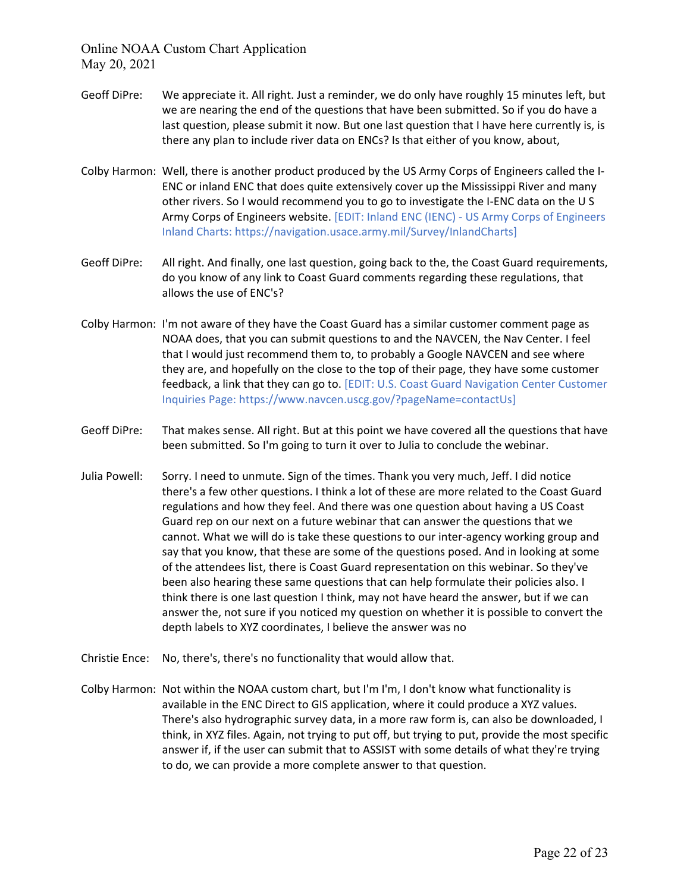**Geoff DiPre:** We appreciate it. All right. Just a reminder, we do only have roughly 15 minutes left, but we are nearing the end of the questions that have been submitted. So if you do have a last question, please submit it now. But one last question that I have here currently is, is there any plan to include river data on ENCs? Is that either of you know, about,

**Colby Harmon:** Well, there is another product produced by the US Army Corps of Engineers called the I-ENC or inland ENC that does quite extensively cover up the Mississippi River and many other rivers. So I would recommend you to go to investigate the I-ENC data on the U S Army Corps of Engineers website. [EDIT: Inland ENC (IENC) - US Army Corps of Engineers Inland Charts: https://navigation.usace.army.mil/Survey/InlandCharts]

**Geoff DiPre:** All right. And finally, one last question, going back to the, the Coast Guard requirements, do you know of any link to Coast Guard comments regarding these regulations, that allows the use of ENC's?

**Colby Harmon:** I'm not aware of they have the Coast Guard has a similar customer comment page as NOAA does, that you can submit questions to and the NAVCEN, the Nav Center. I feel that I would just recommend them to, to probably a Google NAVCEN and see where they are, and hopefully on the close to the top of their page, they have some customer feedback, a link that they can go to. [EDIT: U.S. Coast Guard Navigation Center Customer Inquiries Page: https://www.navcen.uscg.gov/?pageName=contactUs]

**Geoff DiPre:** That makes sense. All right. But at this point we have covered all the questions that have been submitted. So I'm going to turn it over to Julia to conclude the webinar.

**Julia Powell:** Sorry. I need to unmute. Sign of the times. Thank you very much, Jeff. I did notice there's a few other questions. I think a lot of these are more related to the Coast Guard regulations and how they feel. And there was one question about having a US Coast Guard rep on our next on a future webinar that can answer the questions that we cannot. What we will do is take these questions to our inter-agency working group and say that you know, that these are some of the questions posed. And in looking at some of the attendees list, there is Coast Guard representation on this webinar. So they've been also hearing these same questions that can help formulate their policies also. I think there is one last question I think, may not have heard the answer, but if we can answer the, not sure if you noticed my question on whether it is possible to convert the depth labels to XYZ coordinates, I believe the answer was no

**Christie Ence:** No, there's, there's no functionality that would allow that.

**Colby Harmon:** Not within the NOAA custom chart, but I'm I'm, I don't know what functionality is available in the ENC Direct to GIS application, where it could produce a XYZ values. There's also hydrographic survey data, in a more raw form is, can also be downloaded, I think, in XYZ files. Again, not trying to put off, but trying to put, provide the most specific answer if, if the user can submit that to ASSIST with some details of what they're trying to do, we can provide a more complete answer to that question.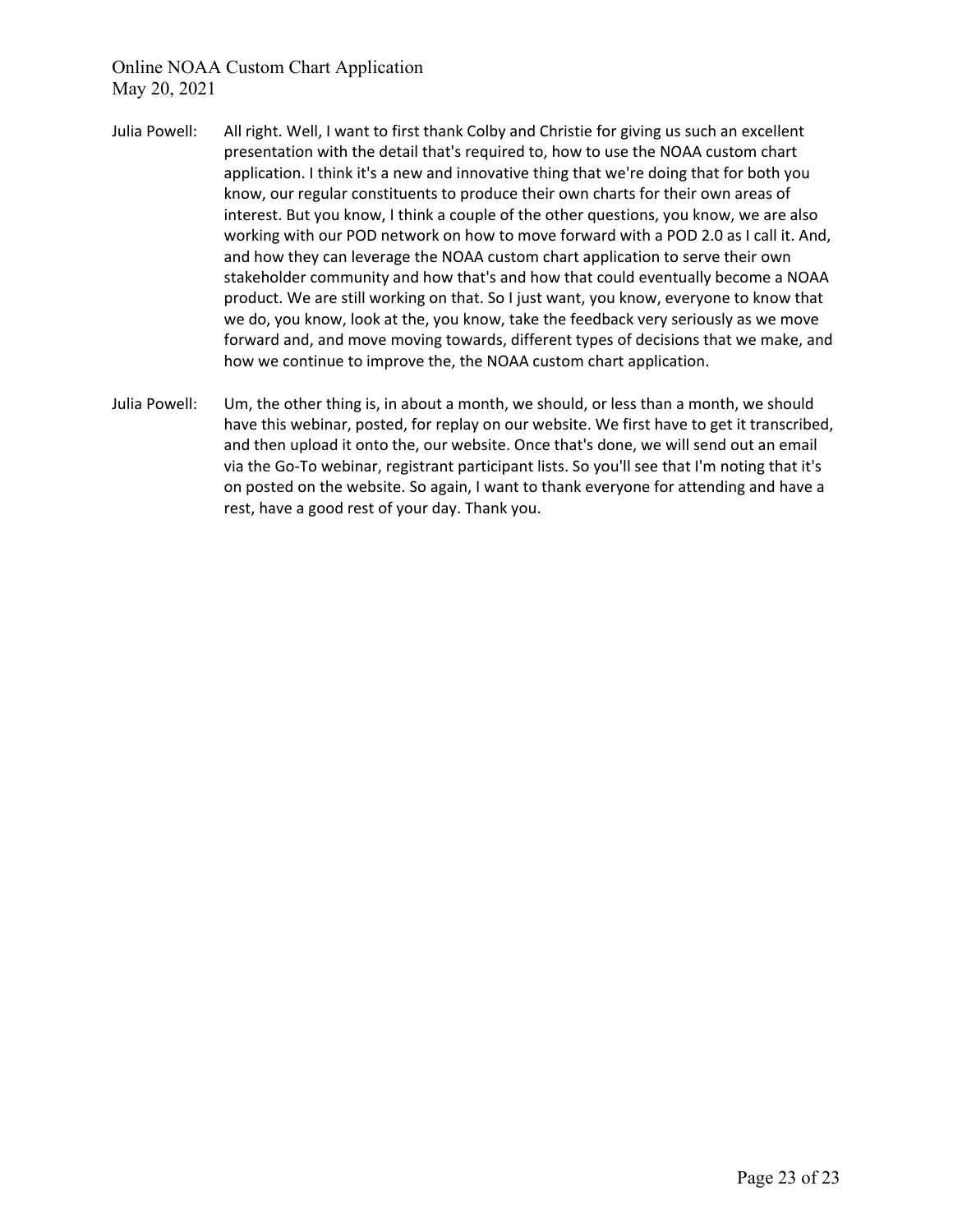Julia Powell: All right. Well, I want to first thank Colby and Christie for giving us such an excellent presentation with the detail that's required to, how to use the NOAA custom chart application. I think it's a new and innovative thing that we're doing that for both you know, our regular constituents to produce their own charts for their own areas of interest. But you know, I think a couple of the other questions, you know, we are also working with our POD network on how to move forward with a POD 2.0 as I call it. And, and how they can leverage the NOAA custom chart application to serve their own stakeholder community and how that's and how that could eventually become a NOAA product. We are still working on that. So I just want, you know, everyone to know that we do, you know, look at the, you know, take the feedback very seriously as we move forward and, and move moving towards, different types of decisions that we make, and how we continue to improve the, the NOAA custom chart application.

Julia Powell: Um, the other thing is, in about a month, we should, or less than a month, we should have this webinar, posted, for replay on our website. We first have to get it transcribed, and then upload it onto the, our website. Once that's done, we will send out an email via the Go-To webinar, registrant participant lists. So you'll see that I'm noting that it's on posted on the website. So again, I want to thank everyone for attending and have a rest, have a good rest of your day. Thank you.